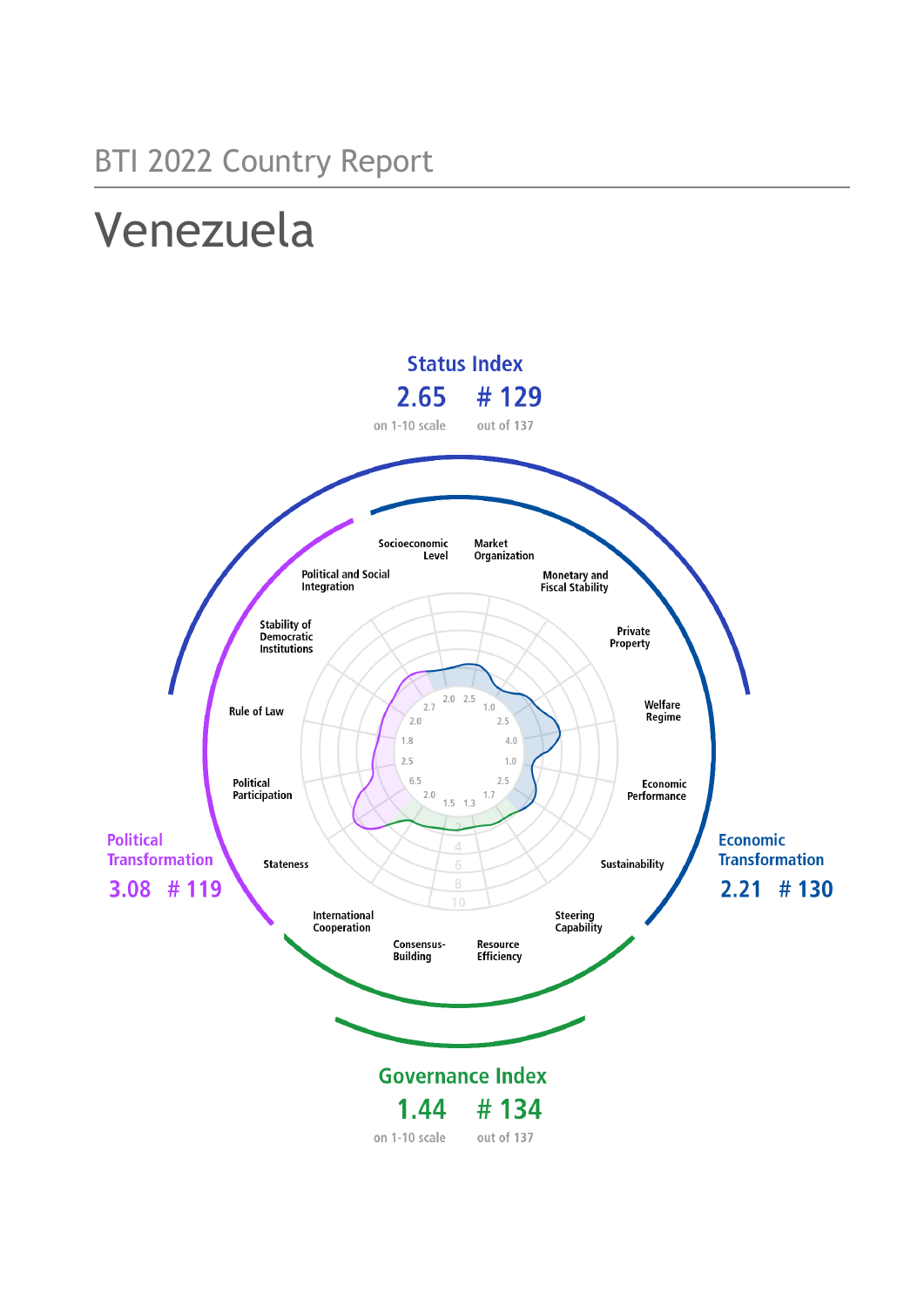BTI 2022 Country Report

# Venezuela

## Status Index

**2.65** on 1-10 scale

**# 129** out of 137

## Political Transformation

**3.08 # 119**

## Economic Transformation

**2.21 # 130**

## Governance Index

**1.44** on 1-10 scale

**# 134** out of 137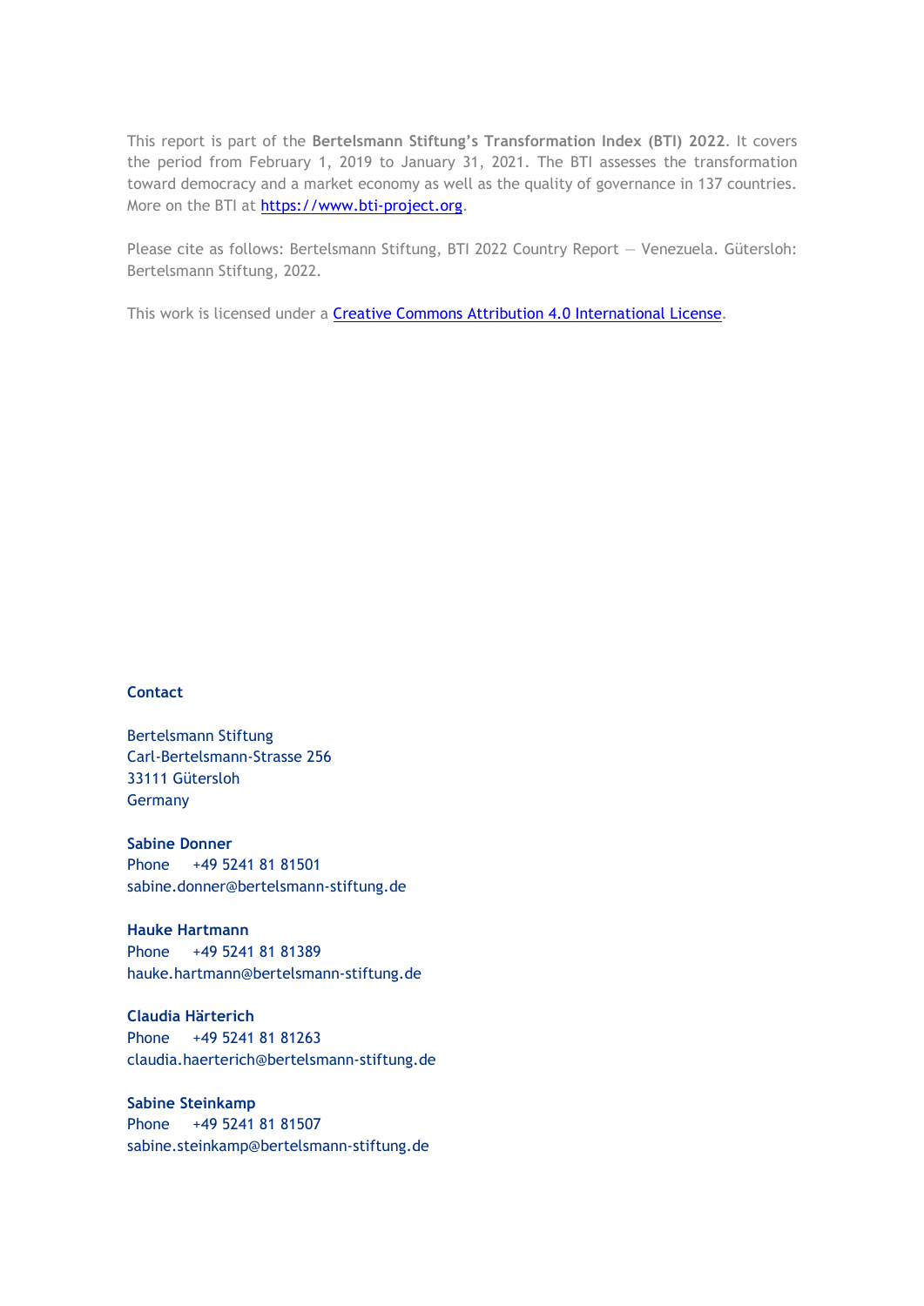This report is part of the **Bertelsmann Stiftung's Transformation Index (BTI) 2022**. It covers the period from February 1, 2019 to January 31, 2021. The BTI assesses the transformation toward democracy and a market economy as well as the quality of governance in 137 countries. More on the BTI at [https://www.bti-project.org](https://www.bti-project.org).

Please cite as follows: Bertelsmann Stiftung, BTI 2022 Country Report — Venezuela. Gütersloh: Bertelsmann Stiftung, 2022.

This work is licensed under a [Creative Commons Attribution 4.0 International License](https://creativecommons.org/licenses/by/4.0/).

**Contact**

Bertelsmann Stiftung
Carl-Bertelsmann-Strasse 256
33111 Gütersloh
Germany

**Sabine Donner**
Phone +49 5241 81 81501
sabine.donner@bertelsmann-stiftung.de

**Hauke Hartmann**
Phone +49 5241 81 81389
hauke.hartmann@bertelsmann-stiftung.de

**Claudia Härterich**
Phone +49 5241 81 81263
claudia.haerterich@bertelsmann-stiftung.de

**Sabine Steinkamp**
Phone +49 5241 81 81507
sabine.steinkamp@bertelsmann-stiftung.de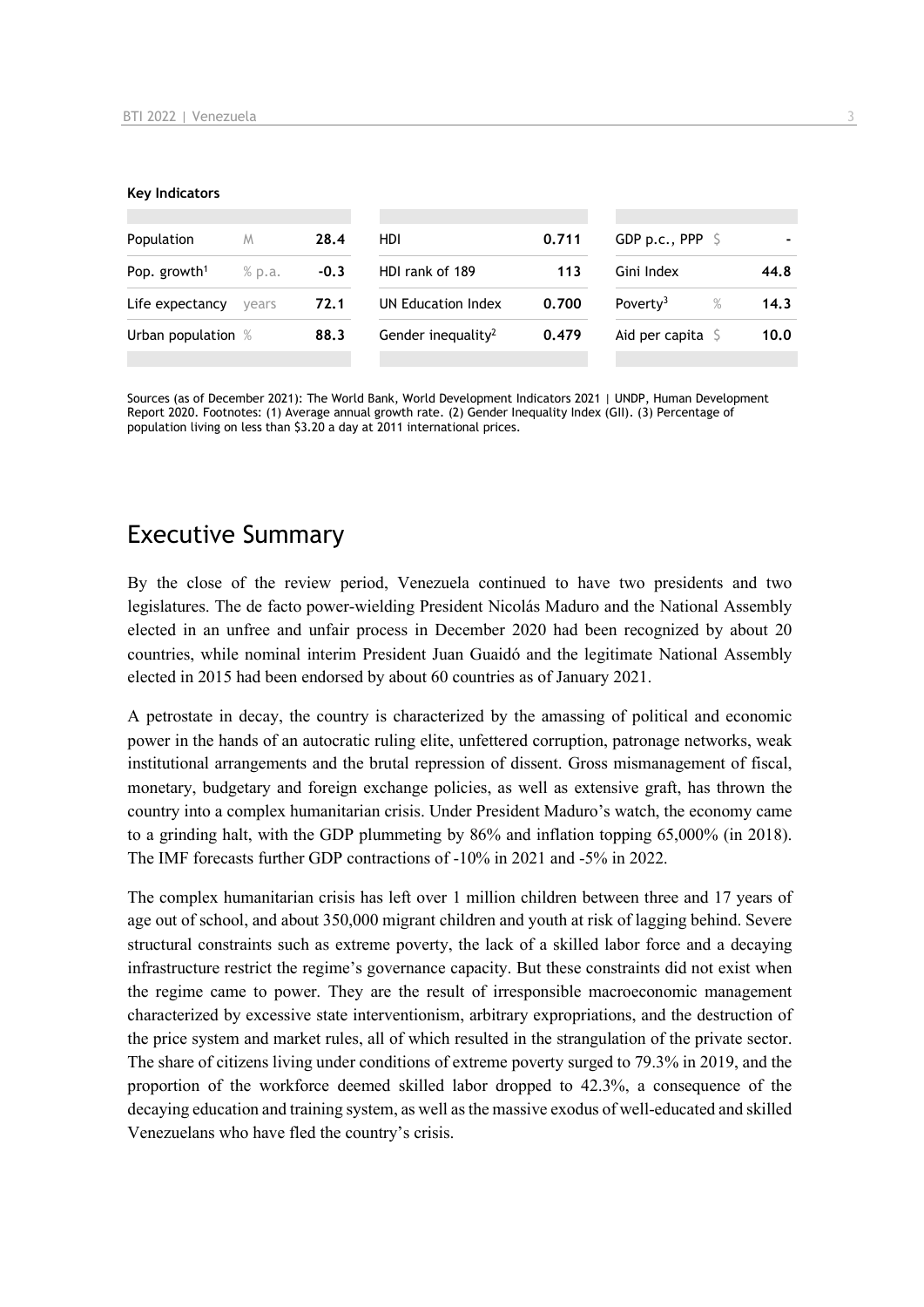**Key Indicators**

| | | | | | | | |
|---|---|---|---|---|---|---|---|
| Population | M | 28.4 | HDI | 0.711 | GDP p.c., PPP | $ | - |
| Pop. growth[1] | % p.a. | -0.3 | HDI rank of 189 | 113 | Gini Index | | 44.8 |
| Life expectancy | years | 72.1 | UN Education Index | 0.700 | Poverty[3] | % | 14.3 |
| Urban population | % | 88.3 | Gender inequality[2] | 0.479 | Aid per capita | $ | 10.0 |

Sources (as of December 2021): The World Bank, World Development Indicators 2021 | UNDP, Human Development Report 2020. Footnotes: (1) Average annual growth rate. (2) Gender Inequality Index (GII). (3) Percentage of population living on less than $3.20 a day at 2011 international prices.

# Executive Summary

By the close of the review period, Venezuela continued to have two presidents and two legislatures. The de facto power-wielding President Nicolás Maduro and the National Assembly elected in an unfree and unfair process in December 2020 had been recognized by about 20 countries, while nominal interim President Juan Guaidó and the legitimate National Assembly elected in 2015 had been endorsed by about 60 countries as of January 2021.

A petrostate in decay, the country is characterized by the amassing of political and economic power in the hands of an autocratic ruling elite, unfettered corruption, patronage networks, weak institutional arrangements and the brutal repression of dissent. Gross mismanagement of fiscal, monetary, budgetary and foreign exchange policies, as well as extensive graft, has thrown the country into a complex humanitarian crisis. Under President Maduro's watch, the economy came to a grinding halt, with the GDP plummeting by 86% and inflation topping 65,000% (in 2018). The IMF forecasts further GDP contractions of -10% in 2021 and -5% in 2022.

The complex humanitarian crisis has left over 1 million children between three and 17 years of age out of school, and about 350,000 migrant children and youth at risk of lagging behind. Severe structural constraints such as extreme poverty, the lack of a skilled labor force and a decaying infrastructure restrict the regime's governance capacity. But these constraints did not exist when the regime came to power. They are the result of irresponsible macroeconomic management characterized by excessive state interventionism, arbitrary expropriations, and the destruction of the price system and market rules, all of which resulted in the strangulation of the private sector. The share of citizens living under conditions of extreme poverty surged to 79.3% in 2019, and the proportion of the workforce deemed skilled labor dropped to 42.3%, a consequence of the decaying education and training system, as well as the massive exodus of well-educated and skilled Venezuelans who have fled the country's crisis.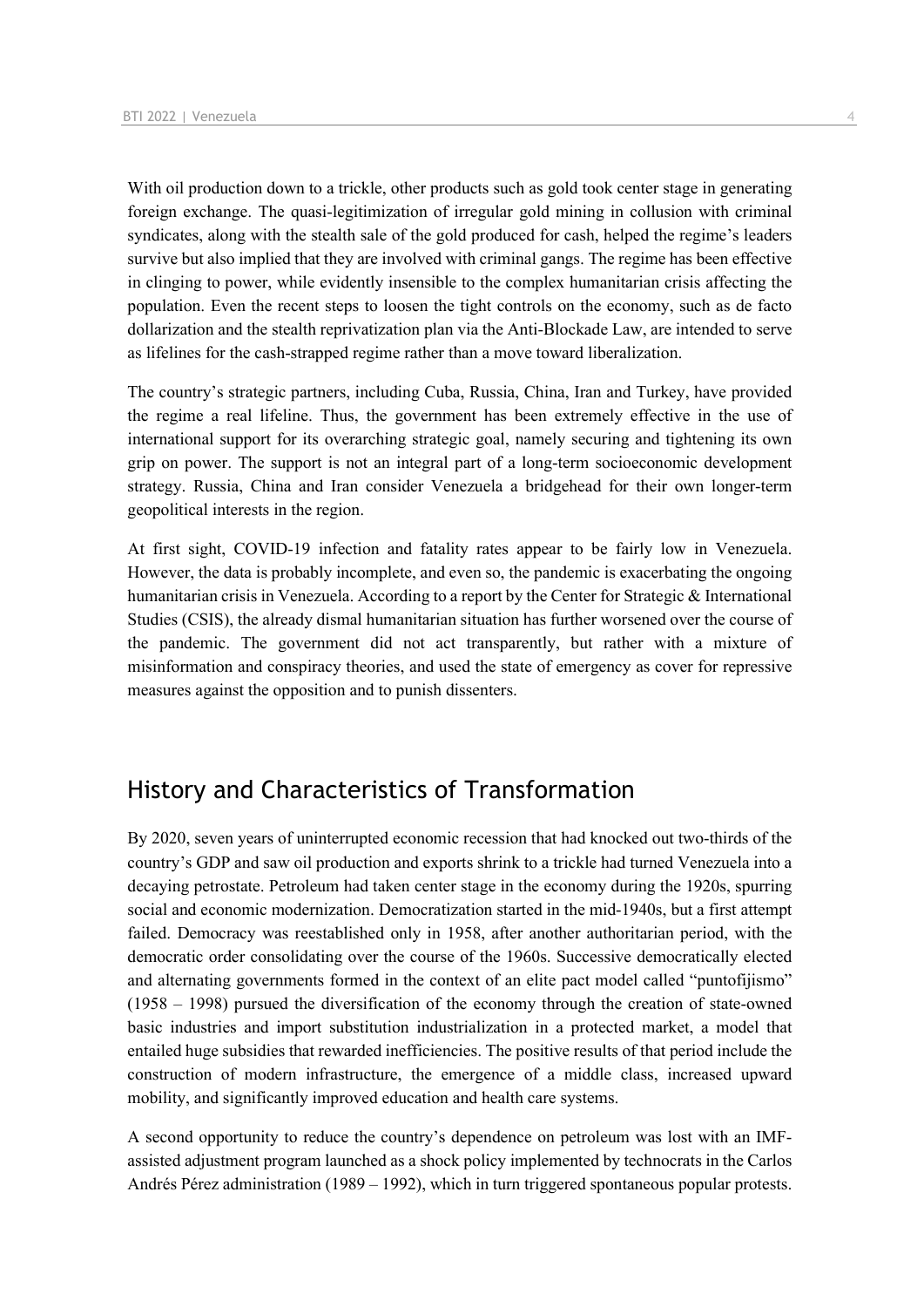With oil production down to a trickle, other products such as gold took center stage in generating foreign exchange. The quasi-legitimization of irregular gold mining in collusion with criminal syndicates, along with the stealth sale of the gold produced for cash, helped the regime's leaders survive but also implied that they are involved with criminal gangs. The regime has been effective in clinging to power, while evidently insensible to the complex humanitarian crisis affecting the population. Even the recent steps to loosen the tight controls on the economy, such as de facto dollarization and the stealth reprivatization plan via the Anti-Blockade Law, are intended to serve as lifelines for the cash-strapped regime rather than a move toward liberalization.

The country's strategic partners, including Cuba, Russia, China, Iran and Turkey, have provided the regime a real lifeline. Thus, the government has been extremely effective in the use of international support for its overarching strategic goal, namely securing and tightening its own grip on power. The support is not an integral part of a long-term socioeconomic development strategy. Russia, China and Iran consider Venezuela a bridgehead for their own longer-term geopolitical interests in the region.

At first sight, COVID-19 infection and fatality rates appear to be fairly low in Venezuela. However, the data is probably incomplete, and even so, the pandemic is exacerbating the ongoing humanitarian crisis in Venezuela. According to a report by the Center for Strategic & International Studies (CSIS), the already dismal humanitarian situation has further worsened over the course of the pandemic. The government did not act transparently, but rather with a mixture of misinformation and conspiracy theories, and used the state of emergency as cover for repressive measures against the opposition and to punish dissenters.

## History and Characteristics of Transformation

By 2020, seven years of uninterrupted economic recession that had knocked out two-thirds of the country's GDP and saw oil production and exports shrink to a trickle had turned Venezuela into a decaying petrostate. Petroleum had taken center stage in the economy during the 1920s, spurring social and economic modernization. Democratization started in the mid-1940s, but a first attempt failed. Democracy was reestablished only in 1958, after another authoritarian period, with the democratic order consolidating over the course of the 1960s. Successive democratically elected and alternating governments formed in the context of an elite pact model called "puntofijismo" (1958 – 1998) pursued the diversification of the economy through the creation of state-owned basic industries and import substitution industrialization in a protected market, a model that entailed huge subsidies that rewarded inefficiencies. The positive results of that period include the construction of modern infrastructure, the emergence of a middle class, increased upward mobility, and significantly improved education and health care systems.

A second opportunity to reduce the country's dependence on petroleum was lost with an IMF-assisted adjustment program launched as a shock policy implemented by technocrats in the Carlos Andrés Pérez administration (1989 – 1992), which in turn triggered spontaneous popular protests.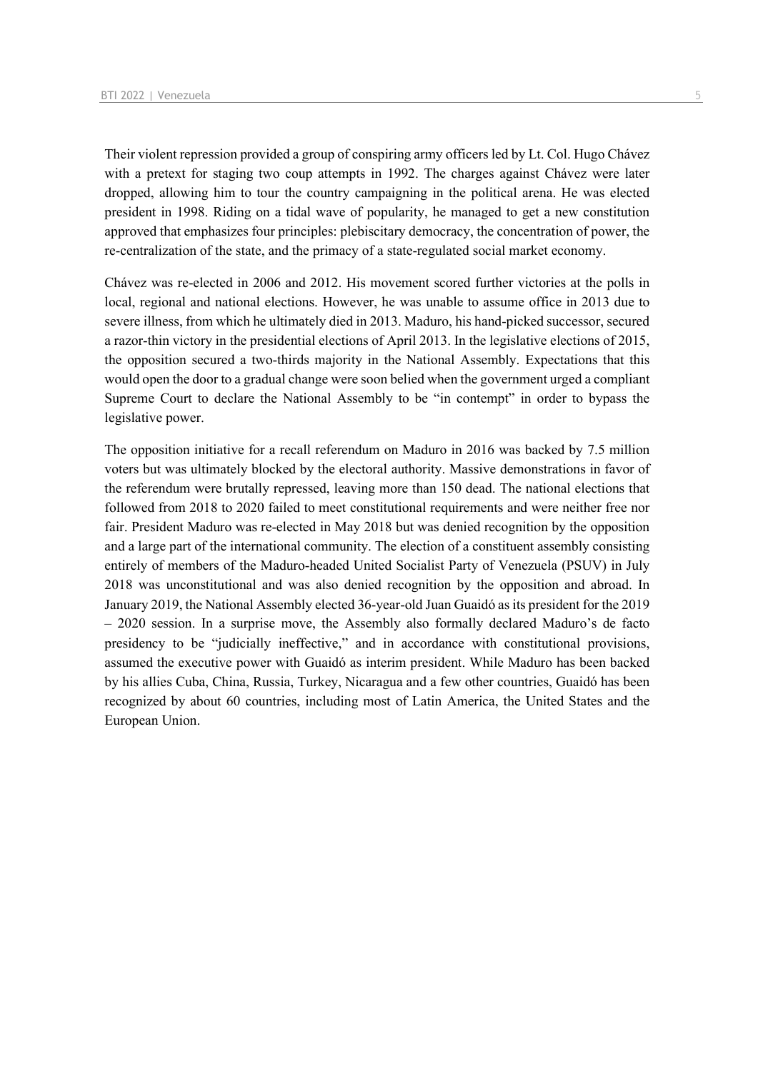Their violent repression provided a group of conspiring army officers led by Lt. Col. Hugo Chávez with a pretext for staging two coup attempts in 1992. The charges against Chávez were later dropped, allowing him to tour the country campaigning in the political arena. He was elected president in 1998. Riding on a tidal wave of popularity, he managed to get a new constitution approved that emphasizes four principles: plebiscitary democracy, the concentration of power, the re-centralization of the state, and the primacy of a state-regulated social market economy.

Chávez was re-elected in 2006 and 2012. His movement scored further victories at the polls in local, regional and national elections. However, he was unable to assume office in 2013 due to severe illness, from which he ultimately died in 2013. Maduro, his hand-picked successor, secured a razor-thin victory in the presidential elections of April 2013. In the legislative elections of 2015, the opposition secured a two-thirds majority in the National Assembly. Expectations that this would open the door to a gradual change were soon belied when the government urged a compliant Supreme Court to declare the National Assembly to be "in contempt" in order to bypass the legislative power.

The opposition initiative for a recall referendum on Maduro in 2016 was backed by 7.5 million voters but was ultimately blocked by the electoral authority. Massive demonstrations in favor of the referendum were brutally repressed, leaving more than 150 dead. The national elections that followed from 2018 to 2020 failed to meet constitutional requirements and were neither free nor fair. President Maduro was re-elected in May 2018 but was denied recognition by the opposition and a large part of the international community. The election of a constituent assembly consisting entirely of members of the Maduro-headed United Socialist Party of Venezuela (PSUV) in July 2018 was unconstitutional and was also denied recognition by the opposition and abroad. In January 2019, the National Assembly elected 36-year-old Juan Guaidó as its president for the 2019 – 2020 session. In a surprise move, the Assembly also formally declared Maduro's de facto presidency to be "judicially ineffective," and in accordance with constitutional provisions, assumed the executive power with Guaidó as interim president. While Maduro has been backed by his allies Cuba, China, Russia, Turkey, Nicaragua and a few other countries, Guaidó has been recognized by about 60 countries, including most of Latin America, the United States and the European Union.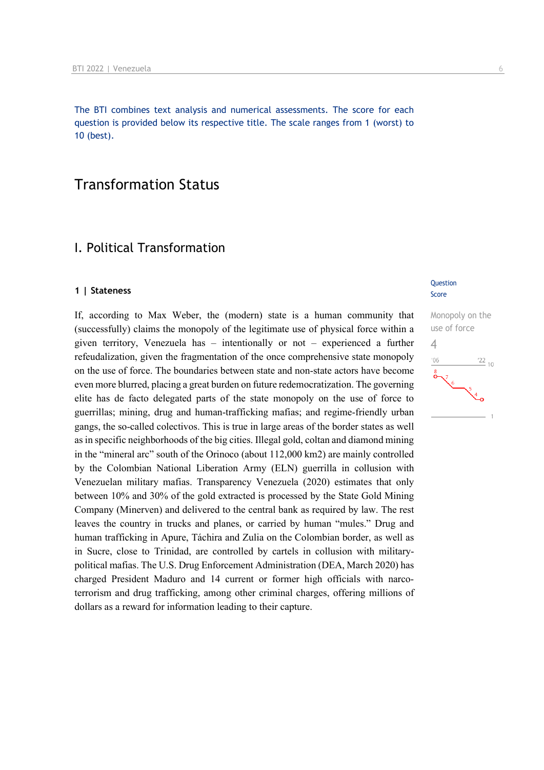The BTI combines text analysis and numerical assessments. The score for each question is provided below its respective title. The scale ranges from 1 (worst) to 10 (best).

# Transformation Status

## I. Political Transformation

### 1 | Stateness

Question Score

Monopoly on the use of force

4

If, according to Max Weber, the (modern) state is a human community that (successfully) claims the monopoly of the legitimate use of physical force within a given territory, Venezuela has – intentionally or not – experienced a further refeudalization, given the fragmentation of the once comprehensive state monopoly on the use of force. The boundaries between state and non-state actors have become even more blurred, placing a great burden on future redemocratization. The governing elite has de facto delegated parts of the state monopoly on the use of force to guerrillas; mining, drug and human-trafficking mafias; and regime-friendly urban gangs, the so-called colectivos. This is true in large areas of the border states as well as in specific neighborhoods of the big cities. Illegal gold, coltan and diamond mining in the "mineral arc" south of the Orinoco (about 112,000 km2) are mainly controlled by the Colombian National Liberation Army (ELN) guerrilla in collusion with Venezuelan military mafias. Transparency Venezuela (2020) estimates that only between 10% and 30% of the gold extracted is processed by the State Gold Mining Company (Minerven) and delivered to the central bank as required by law. The rest leaves the country in trucks and planes, or carried by human "mules." Drug and human trafficking in Apure, Táchira and Zulia on the Colombian border, as well as in Sucre, close to Trinidad, are controlled by cartels in collusion with military-political mafias. The U.S. Drug Enforcement Administration (DEA, March 2020) has charged President Maduro and 14 current or former high officials with narco-terrorism and drug trafficking, among other criminal charges, offering millions of dollars as a reward for information leading to their capture.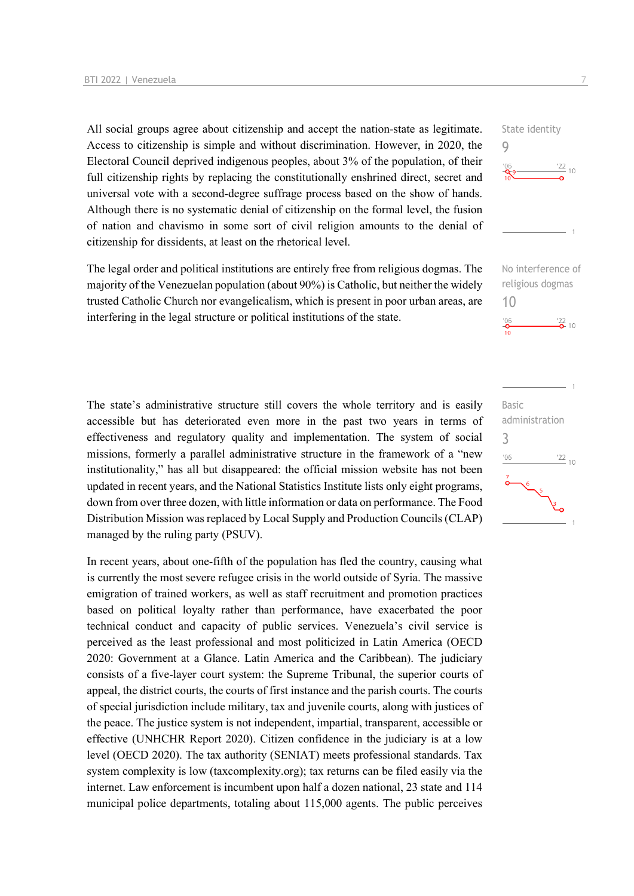All social groups agree about citizenship and accept the nation-state as legitimate. Access to citizenship is simple and without discrimination. However, in 2020, the Electoral Council deprived indigenous peoples, about 3% of the population, of their full citizenship rights by replacing the constitutionally enshrined direct, secret and universal vote with a second-degree suffrage process based on the show of hands. Although there is no systematic denial of citizenship on the formal level, the fusion of nation and chavismo in some sort of civil religion amounts to the denial of citizenship for dissidents, at least on the rhetorical level.

State identity
9

The legal order and political institutions are entirely free from religious dogmas. The majority of the Venezuelan population (about 90%) is Catholic, but neither the widely trusted Catholic Church nor evangelicalism, which is present in poor urban areas, are interfering in the legal structure or political institutions of the state.

No interference of religious dogmas
10

The state's administrative structure still covers the whole territory and is easily accessible but has deteriorated even more in the past two years in terms of effectiveness and regulatory quality and implementation. The system of social missions, formerly a parallel administrative structure in the framework of a "new institutionality," has all but disappeared: the official mission website has not been updated in recent years, and the National Statistics Institute lists only eight programs, down from over three dozen, with little information or data on performance. The Food Distribution Mission was replaced by Local Supply and Production Councils (CLAP) managed by the ruling party (PSUV).

Basic administration
3

In recent years, about one-fifth of the population has fled the country, causing what is currently the most severe refugee crisis in the world outside of Syria. The massive emigration of trained workers, as well as staff recruitment and promotion practices based on political loyalty rather than performance, have exacerbated the poor technical conduct and capacity of public services. Venezuela's civil service is perceived as the least professional and most politicized in Latin America (OECD 2020: Government at a Glance. Latin America and the Caribbean). The judiciary consists of a five-layer court system: the Supreme Tribunal, the superior courts of appeal, the district courts, the courts of first instance and the parish courts. The courts of special jurisdiction include military, tax and juvenile courts, along with justices of the peace. The justice system is not independent, impartial, transparent, accessible or effective (UNHCHR Report 2020). Citizen confidence in the judiciary is at a low level (OECD 2020). The tax authority (SENIAT) meets professional standards. Tax system complexity is low (taxcomplexity.org); tax returns can be filed easily via the internet. Law enforcement is incumbent upon half a dozen national, 23 state and 114 municipal police departments, totaling about 115,000 agents. The public perceives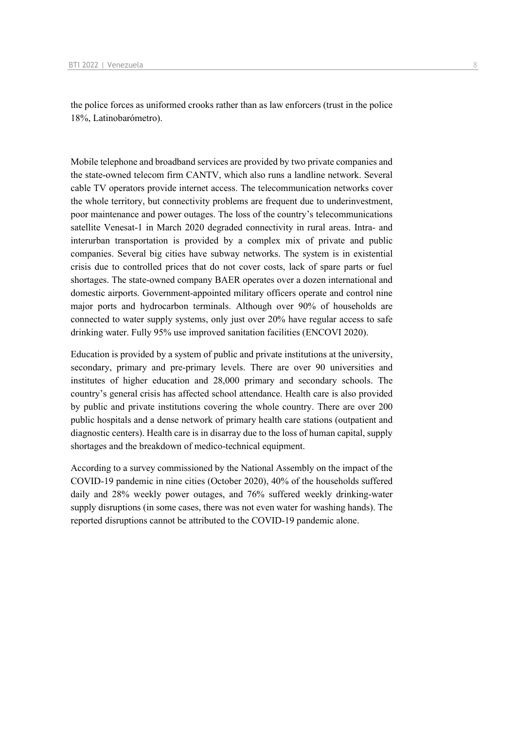the police forces as uniformed crooks rather than as law enforcers (trust in the police 18%, Latinobarómetro).

Mobile telephone and broadband services are provided by two private companies and the state-owned telecom firm CANTV, which also runs a landline network. Several cable TV operators provide internet access. The telecommunication networks cover the whole territory, but connectivity problems are frequent due to underinvestment, poor maintenance and power outages. The loss of the country's telecommunications satellite Venesat-1 in March 2020 degraded connectivity in rural areas. Intra- and interurban transportation is provided by a complex mix of private and public companies. Several big cities have subway networks. The system is in existential crisis due to controlled prices that do not cover costs, lack of spare parts or fuel shortages. The state-owned company BAER operates over a dozen international and domestic airports. Government-appointed military officers operate and control nine major ports and hydrocarbon terminals. Although over 90% of households are connected to water supply systems, only just over 20% have regular access to safe drinking water. Fully 95% use improved sanitation facilities (ENCOVI 2020).

Education is provided by a system of public and private institutions at the university, secondary, primary and pre-primary levels. There are over 90 universities and institutes of higher education and 28,000 primary and secondary schools. The country's general crisis has affected school attendance. Health care is also provided by public and private institutions covering the whole country. There are over 200 public hospitals and a dense network of primary health care stations (outpatient and diagnostic centers). Health care is in disarray due to the loss of human capital, supply shortages and the breakdown of medico-technical equipment.

According to a survey commissioned by the National Assembly on the impact of the COVID-19 pandemic in nine cities (October 2020), 40% of the households suffered daily and 28% weekly power outages, and 76% suffered weekly drinking-water supply disruptions (in some cases, there was not even water for washing hands). The reported disruptions cannot be attributed to the COVID-19 pandemic alone.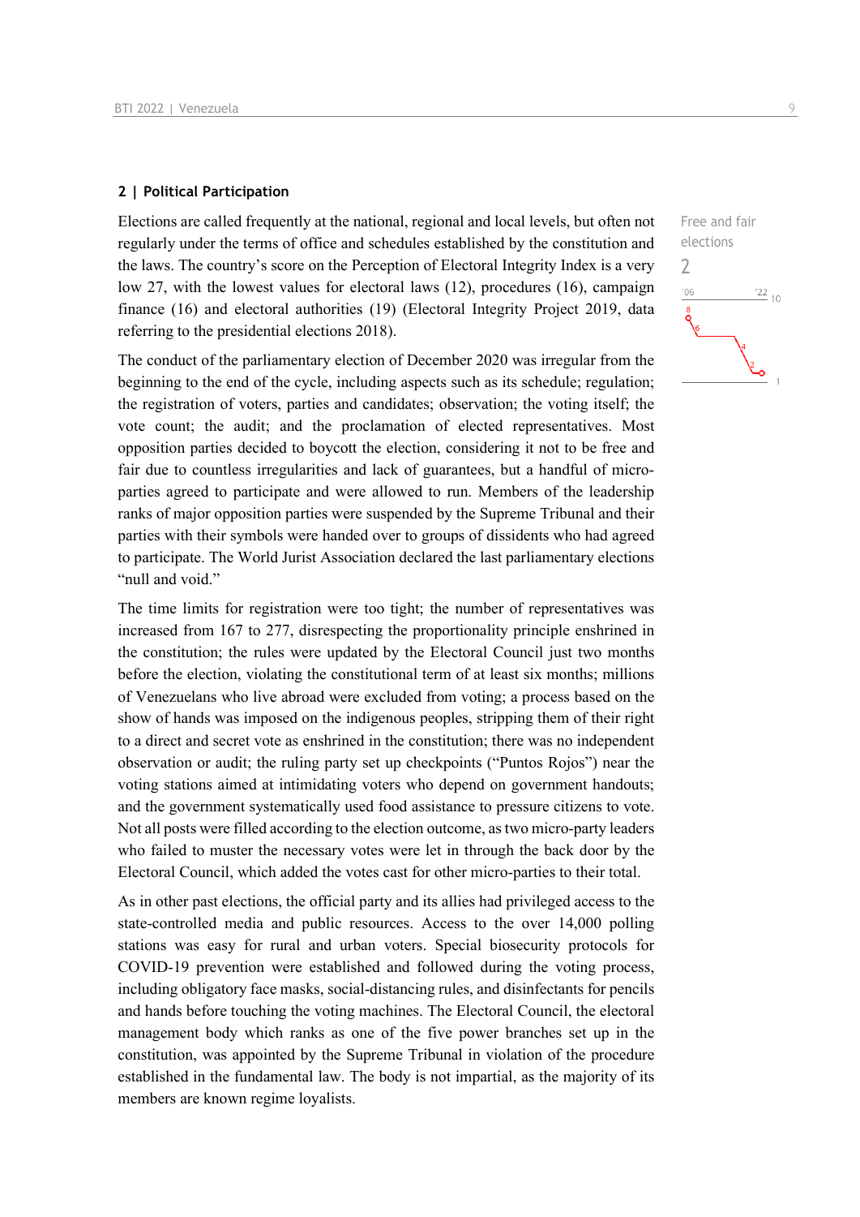## 2 | Political Participation

Free and fair elections

2

Elections are called frequently at the national, regional and local levels, but often not regularly under the terms of office and schedules established by the constitution and the laws. The country's score on the Perception of Electoral Integrity Index is a very low 27, with the lowest values for electoral laws (12), procedures (16), campaign finance (16) and electoral authorities (19) (Electoral Integrity Project 2019, data referring to the presidential elections 2018).

The conduct of the parliamentary election of December 2020 was irregular from the beginning to the end of the cycle, including aspects such as its schedule; regulation; the registration of voters, parties and candidates; observation; the voting itself; the vote count; the audit; and the proclamation of elected representatives. Most opposition parties decided to boycott the election, considering it not to be free and fair due to countless irregularities and lack of guarantees, but a handful of micro-parties agreed to participate and were allowed to run. Members of the leadership ranks of major opposition parties were suspended by the Supreme Tribunal and their parties with their symbols were handed over to groups of dissidents who had agreed to participate. The World Jurist Association declared the last parliamentary elections "null and void."

The time limits for registration were too tight; the number of representatives was increased from 167 to 277, disrespecting the proportionality principle enshrined in the constitution; the rules were updated by the Electoral Council just two months before the election, violating the constitutional term of at least six months; millions of Venezuelans who live abroad were excluded from voting; a process based on the show of hands was imposed on the indigenous peoples, stripping them of their right to a direct and secret vote as enshrined in the constitution; there was no independent observation or audit; the ruling party set up checkpoints ("Puntos Rojos") near the voting stations aimed at intimidating voters who depend on government handouts; and the government systematically used food assistance to pressure citizens to vote. Not all posts were filled according to the election outcome, as two micro-party leaders who failed to muster the necessary votes were let in through the back door by the Electoral Council, which added the votes cast for other micro-parties to their total.

As in other past elections, the official party and its allies had privileged access to the state-controlled media and public resources. Access to the over 14,000 polling stations was easy for rural and urban voters. Special biosecurity protocols for COVID-19 prevention were established and followed during the voting process, including obligatory face masks, social-distancing rules, and disinfectants for pencils and hands before touching the voting machines. The Electoral Council, the electoral management body which ranks as one of the five power branches set up in the constitution, was appointed by the Supreme Tribunal in violation of the procedure established in the fundamental law. The body is not impartial, as the majority of its members are known regime loyalists.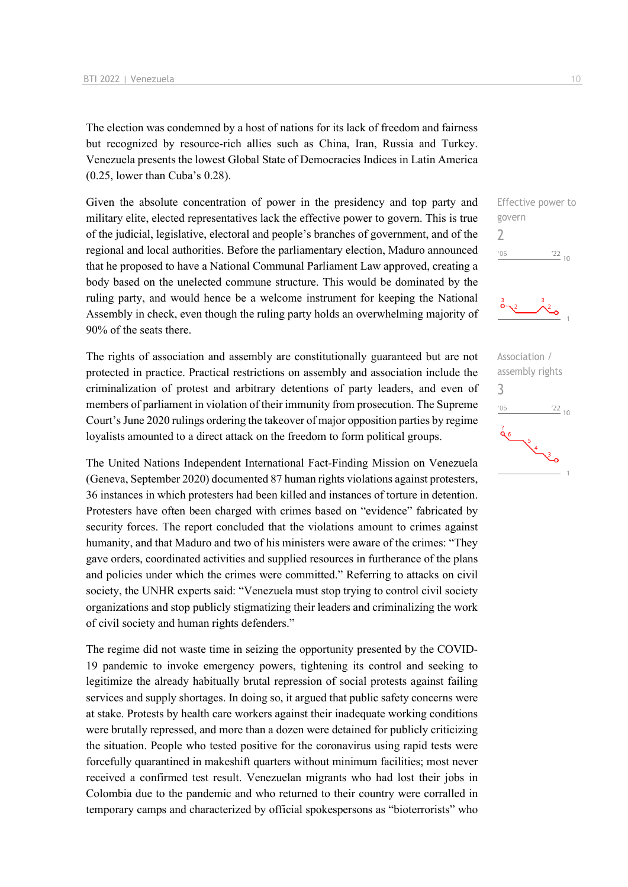The election was condemned by a host of nations for its lack of freedom and fairness but recognized by resource-rich allies such as China, Iran, Russia and Turkey. Venezuela presents the lowest Global State of Democracies Indices in Latin America (0.25, lower than Cuba's 0.28).

Effective power to govern
2

Given the absolute concentration of power in the presidency and top party and military elite, elected representatives lack the effective power to govern. This is true of the judicial, legislative, electoral and people's branches of government, and of the regional and local authorities. Before the parliamentary election, Maduro announced that he proposed to have a National Communal Parliament Law approved, creating a body based on the unelected commune structure. This would be dominated by the ruling party, and would hence be a welcome instrument for keeping the National Assembly in check, even though the ruling party holds an overwhelming majority of 90% of the seats there.

Association / assembly rights
3

The rights of association and assembly are constitutionally guaranteed but are not protected in practice. Practical restrictions on assembly and association include the criminalization of protest and arbitrary detentions of party leaders, and even of members of parliament in violation of their immunity from prosecution. The Supreme Court's June 2020 rulings ordering the takeover of major opposition parties by regime loyalists amounted to a direct attack on the freedom to form political groups.

The United Nations Independent International Fact-Finding Mission on Venezuela (Geneva, September 2020) documented 87 human rights violations against protesters, 36 instances in which protesters had been killed and instances of torture in detention. Protesters have often been charged with crimes based on "evidence" fabricated by security forces. The report concluded that the violations amount to crimes against humanity, and that Maduro and two of his ministers were aware of the crimes: "They gave orders, coordinated activities and supplied resources in furtherance of the plans and policies under which the crimes were committed." Referring to attacks on civil society, the UNHR experts said: "Venezuela must stop trying to control civil society organizations and stop publicly stigmatizing their leaders and criminalizing the work of civil society and human rights defenders."

The regime did not waste time in seizing the opportunity presented by the COVID-19 pandemic to invoke emergency powers, tightening its control and seeking to legitimize the already habitually brutal repression of social protests against failing services and supply shortages. In doing so, it argued that public safety concerns were at stake. Protests by health care workers against their inadequate working conditions were brutally repressed, and more than a dozen were detained for publicly criticizing the situation. People who tested positive for the coronavirus using rapid tests were forcefully quarantined in makeshift quarters without minimum facilities; most never received a confirmed test result. Venezuelan migrants who had lost their jobs in Colombia due to the pandemic and who returned to their country were corralled in temporary camps and characterized by official spokespersons as "bioterrorists" who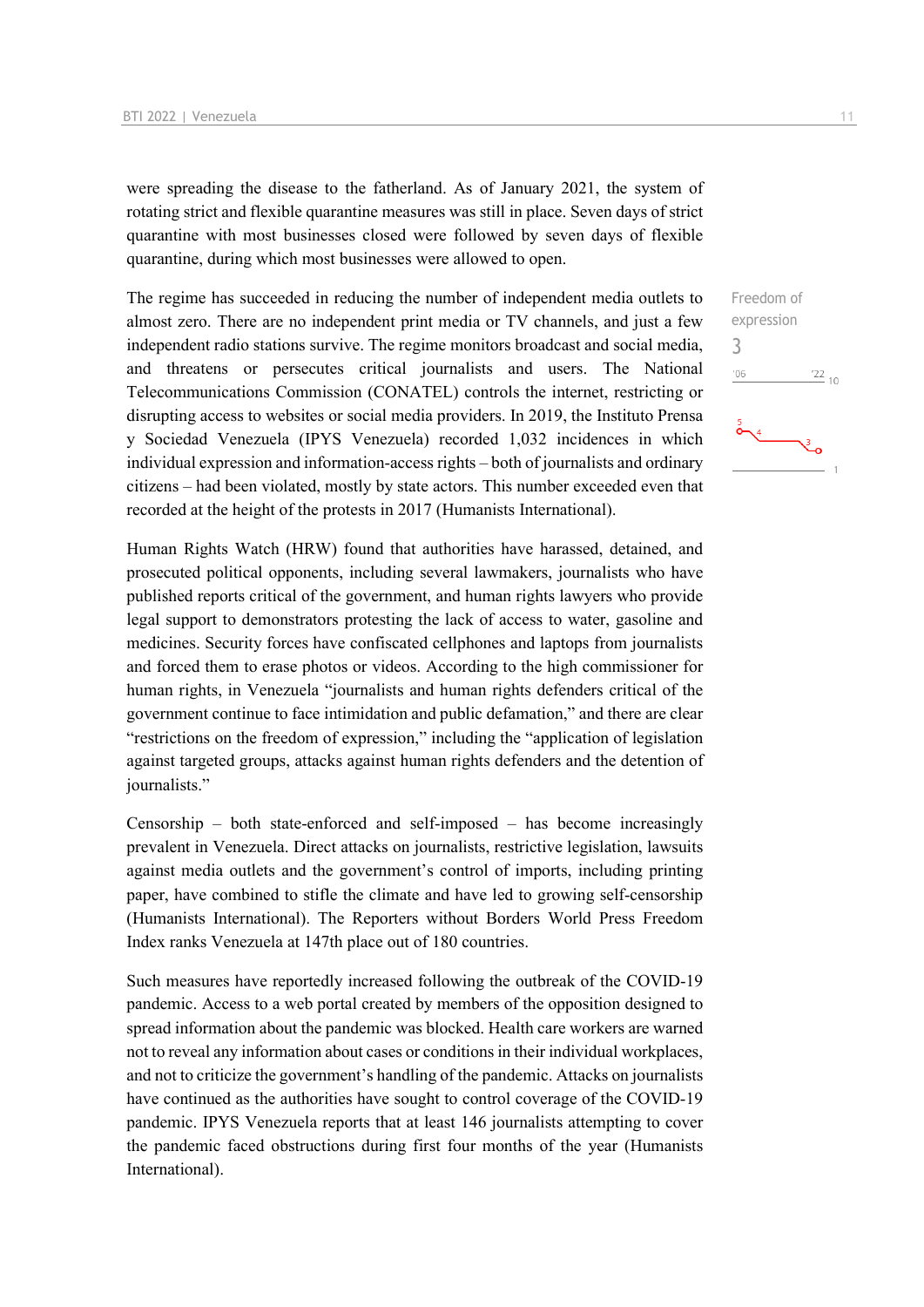were spreading the disease to the fatherland. As of January 2021, the system of rotating strict and flexible quarantine measures was still in place. Seven days of strict quarantine with most businesses closed were followed by seven days of flexible quarantine, during which most businesses were allowed to open.

Freedom of expression
3

The regime has succeeded in reducing the number of independent media outlets to almost zero. There are no independent print media or TV channels, and just a few independent radio stations survive. The regime monitors broadcast and social media, and threatens or persecutes critical journalists and users. The National Telecommunications Commission (CONATEL) controls the internet, restricting or disrupting access to websites or social media providers. In 2019, the Instituto Prensa y Sociedad Venezuela (IPYS Venezuela) recorded 1,032 incidences in which individual expression and information-access rights – both of journalists and ordinary citizens – had been violated, mostly by state actors. This number exceeded even that recorded at the height of the protests in 2017 (Humanists International).

Human Rights Watch (HRW) found that authorities have harassed, detained, and prosecuted political opponents, including several lawmakers, journalists who have published reports critical of the government, and human rights lawyers who provide legal support to demonstrators protesting the lack of access to water, gasoline and medicines. Security forces have confiscated cellphones and laptops from journalists and forced them to erase photos or videos. According to the high commissioner for human rights, in Venezuela "journalists and human rights defenders critical of the government continue to face intimidation and public defamation," and there are clear "restrictions on the freedom of expression," including the "application of legislation against targeted groups, attacks against human rights defenders and the detention of journalists."

Censorship – both state-enforced and self-imposed – has become increasingly prevalent in Venezuela. Direct attacks on journalists, restrictive legislation, lawsuits against media outlets and the government's control of imports, including printing paper, have combined to stifle the climate and have led to growing self-censorship (Humanists International). The Reporters without Borders World Press Freedom Index ranks Venezuela at 147th place out of 180 countries.

Such measures have reportedly increased following the outbreak of the COVID-19 pandemic. Access to a web portal created by members of the opposition designed to spread information about the pandemic was blocked. Health care workers are warned not to reveal any information about cases or conditions in their individual workplaces, and not to criticize the government's handling of the pandemic. Attacks on journalists have continued as the authorities have sought to control coverage of the COVID-19 pandemic. IPYS Venezuela reports that at least 146 journalists attempting to cover the pandemic faced obstructions during first four months of the year (Humanists International).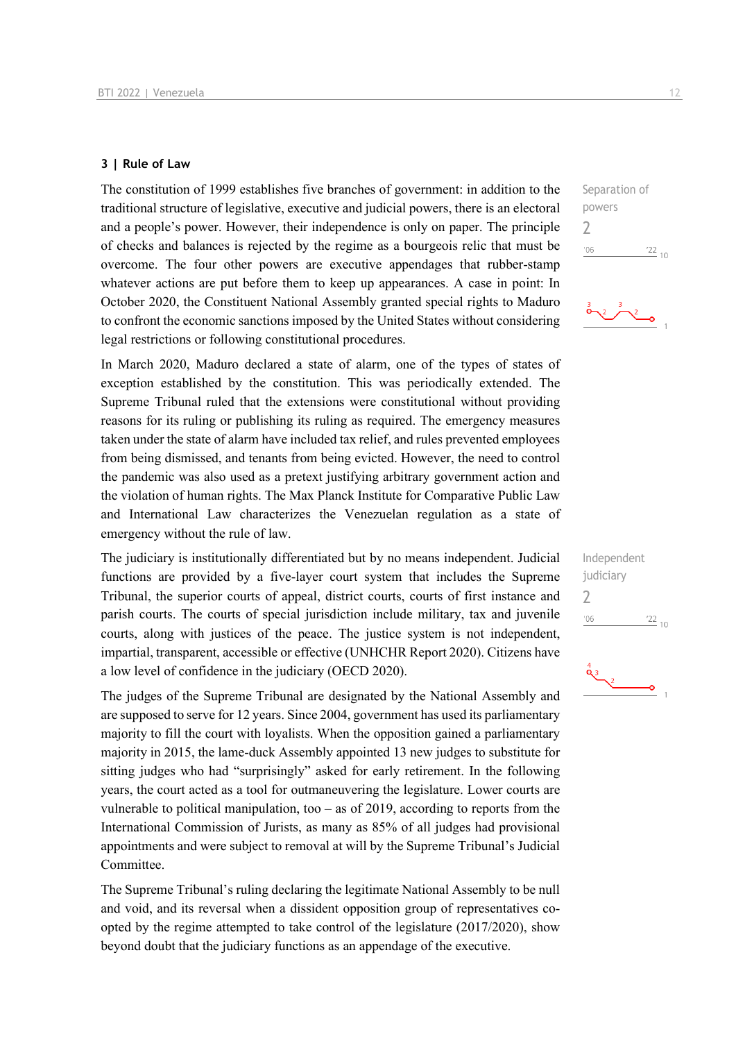## 3 | Rule of Law

The constitution of 1999 establishes five branches of government: in addition to the traditional structure of legislative, executive and judicial powers, there is an electoral and a people's power. However, their independence is only on paper. The principle of checks and balances is rejected by the regime as a bourgeois relic that must be overcome. The four other powers are executive appendages that rubber-stamp whatever actions are put before them to keep up appearances. A case in point: In October 2020, the Constituent National Assembly granted special rights to Maduro to confront the economic sanctions imposed by the United States without considering legal restrictions or following constitutional procedures.

Separation of powers
2

In March 2020, Maduro declared a state of alarm, one of the types of states of exception established by the constitution. This was periodically extended. The Supreme Tribunal ruled that the extensions were constitutional without providing reasons for its ruling or publishing its ruling as required. The emergency measures taken under the state of alarm have included tax relief, and rules prevented employees from being dismissed, and tenants from being evicted. However, the need to control the pandemic was also used as a pretext justifying arbitrary government action and the violation of human rights. The Max Planck Institute for Comparative Public Law and International Law characterizes the Venezuelan regulation as a state of emergency without the rule of law.

The judiciary is institutionally differentiated but by no means independent. Judicial functions are provided by a five-layer court system that includes the Supreme Tribunal, the superior courts of appeal, district courts, courts of first instance and parish courts. The courts of special jurisdiction include military, tax and juvenile courts, along with justices of the peace. The justice system is not independent, impartial, transparent, accessible or effective (UNHCHR Report 2020). Citizens have a low level of confidence in the judiciary (OECD 2020).

Independent judiciary
2

The judges of the Supreme Tribunal are designated by the National Assembly and are supposed to serve for 12 years. Since 2004, government has used its parliamentary majority to fill the court with loyalists. When the opposition gained a parliamentary majority in 2015, the lame-duck Assembly appointed 13 new judges to substitute for sitting judges who had "surprisingly" asked for early retirement. In the following years, the court acted as a tool for outmaneuvering the legislature. Lower courts are vulnerable to political manipulation, too – as of 2019, according to reports from the International Commission of Jurists, as many as 85% of all judges had provisional appointments and were subject to removal at will by the Supreme Tribunal's Judicial Committee.

The Supreme Tribunal's ruling declaring the legitimate National Assembly to be null and void, and its reversal when a dissident opposition group of representatives co-opted by the regime attempted to take control of the legislature (2017/2020), show beyond doubt that the judiciary functions as an appendage of the executive.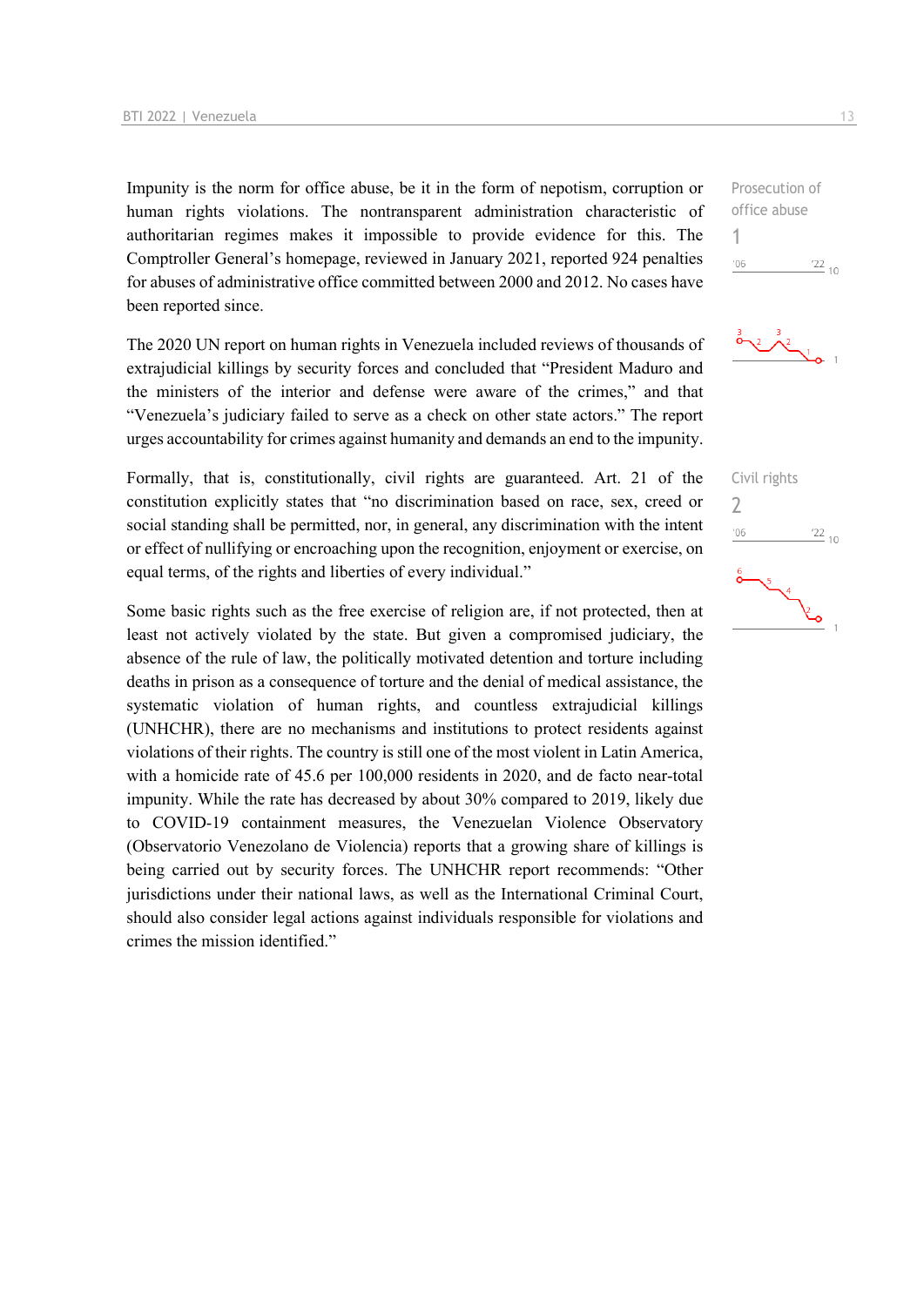Impunity is the norm for office abuse, be it in the form of nepotism, corruption or human rights violations. The nontransparent administration characteristic of authoritarian regimes makes it impossible to provide evidence for this. The Comptroller General's homepage, reviewed in January 2021, reported 924 penalties for abuses of administrative office committed between 2000 and 2012. No cases have been reported since.

Prosecution of office abuse
1

The 2020 UN report on human rights in Venezuela included reviews of thousands of extrajudicial killings by security forces and concluded that "President Maduro and the ministers of the interior and defense were aware of the crimes," and that "Venezuela's judiciary failed to serve as a check on other state actors." The report urges accountability for crimes against humanity and demands an end to the impunity.

Formally, that is, constitutionally, civil rights are guaranteed. Art. 21 of the constitution explicitly states that "no discrimination based on race, sex, creed or social standing shall be permitted, nor, in general, any discrimination with the intent or effect of nullifying or encroaching upon the recognition, enjoyment or exercise, on equal terms, of the rights and liberties of every individual."

Civil rights
2

Some basic rights such as the free exercise of religion are, if not protected, then at least not actively violated by the state. But given a compromised judiciary, the absence of the rule of law, the politically motivated detention and torture including deaths in prison as a consequence of torture and the denial of medical assistance, the systematic violation of human rights, and countless extrajudicial killings (UNHCHR), there are no mechanisms and institutions to protect residents against violations of their rights. The country is still one of the most violent in Latin America, with a homicide rate of 45.6 per 100,000 residents in 2020, and de facto near-total impunity. While the rate has decreased by about 30% compared to 2019, likely due to COVID-19 containment measures, the Venezuelan Violence Observatory (Observatorio Venezolano de Violencia) reports that a growing share of killings is being carried out by security forces. The UNHCHR report recommends: "Other jurisdictions under their national laws, as well as the International Criminal Court, should also consider legal actions against individuals responsible for violations and crimes the mission identified."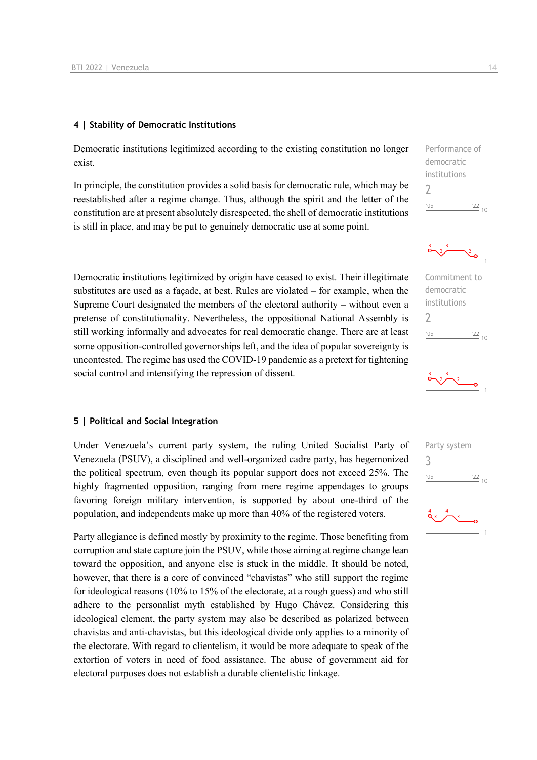## 4 | Stability of Democratic Institutions

Democratic institutions legitimized according to the existing constitution no longer exist.

In principle, the constitution provides a solid basis for democratic rule, which may be reestablished after a regime change. Thus, although the spirit and the letter of the constitution are at present absolutely disrespected, the shell of democratic institutions is still in place, and may be put to genuinely democratic use at some point.

Performance of democratic institutions
2

Democratic institutions legitimized by origin have ceased to exist. Their illegitimate substitutes are used as a façade, at best. Rules are violated – for example, when the Supreme Court designated the members of the electoral authority – without even a pretense of constitutionality. Nevertheless, the oppositional National Assembly is still working informally and advocates for real democratic change. There are at least some opposition-controlled governorships left, and the idea of popular sovereignty is uncontested. The regime has used the COVID-19 pandemic as a pretext for tightening social control and intensifying the repression of dissent.

Commitment to democratic institutions
2

## 5 | Political and Social Integration

Under Venezuela's current party system, the ruling United Socialist Party of Venezuela (PSUV), a disciplined and well-organized cadre party, has hegemonized the political spectrum, even though its popular support does not exceed 25%. The highly fragmented opposition, ranging from mere regime appendages to groups favoring foreign military intervention, is supported by about one-third of the population, and independents make up more than 40% of the registered voters.

Party system
3

Party allegiance is defined mostly by proximity to the regime. Those benefiting from corruption and state capture join the PSUV, while those aiming at regime change lean toward the opposition, and anyone else is stuck in the middle. It should be noted, however, that there is a core of convinced "chavistas" who still support the regime for ideological reasons (10% to 15% of the electorate, at a rough guess) and who still adhere to the personalist myth established by Hugo Chávez. Considering this ideological element, the party system may also be described as polarized between chavistas and anti-chavistas, but this ideological divide only applies to a minority of the electorate. With regard to clientelism, it would be more adequate to speak of the extortion of voters in need of food assistance. The abuse of government aid for electoral purposes does not establish a durable clientelistic linkage.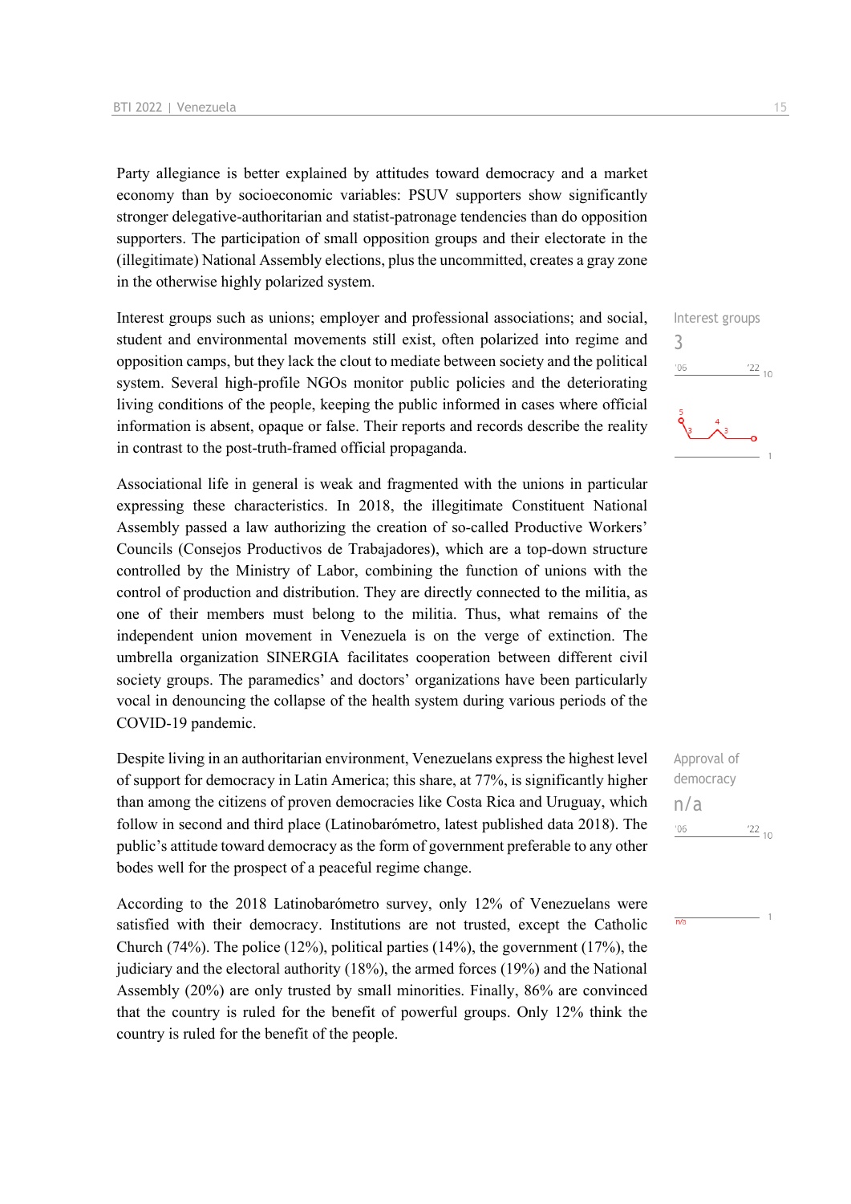Party allegiance is better explained by attitudes toward democracy and a market economy than by socioeconomic variables: PSUV supporters show significantly stronger delegative-authoritarian and statist-patronage tendencies than do opposition supporters. The participation of small opposition groups and their electorate in the (illegitimate) National Assembly elections, plus the uncommitted, creates a gray zone in the otherwise highly polarized system.

Interest groups
3

Interest groups such as unions; employer and professional associations; and social, student and environmental movements still exist, often polarized into regime and opposition camps, but they lack the clout to mediate between society and the political system. Several high-profile NGOs monitor public policies and the deteriorating living conditions of the people, keeping the public informed in cases where official information is absent, opaque or false. Their reports and records describe the reality in contrast to the post-truth-framed official propaganda.

Associational life in general is weak and fragmented with the unions in particular expressing these characteristics. In 2018, the illegitimate Constituent National Assembly passed a law authorizing the creation of so-called Productive Workers' Councils (Consejos Productivos de Trabajadores), which are a top-down structure controlled by the Ministry of Labor, combining the function of unions with the control of production and distribution. They are directly connected to the militia, as one of their members must belong to the militia. Thus, what remains of the independent union movement in Venezuela is on the verge of extinction. The umbrella organization SINERGIA facilitates cooperation between different civil society groups. The paramedics' and doctors' organizations have been particularly vocal in denouncing the collapse of the health system during various periods of the COVID-19 pandemic.

Approval of democracy
n/a

Despite living in an authoritarian environment, Venezuelans express the highest level of support for democracy in Latin America; this share, at 77%, is significantly higher than among the citizens of proven democracies like Costa Rica and Uruguay, which follow in second and third place (Latinobarómetro, latest published data 2018). The public's attitude toward democracy as the form of government preferable to any other bodes well for the prospect of a peaceful regime change.

According to the 2018 Latinobarómetro survey, only 12% of Venezuelans were satisfied with their democracy. Institutions are not trusted, except the Catholic Church (74%). The police (12%), political parties (14%), the government (17%), the judiciary and the electoral authority (18%), the armed forces (19%) and the National Assembly (20%) are only trusted by small minorities. Finally, 86% are convinced that the country is ruled for the benefit of powerful groups. Only 12% think the country is ruled for the benefit of the people.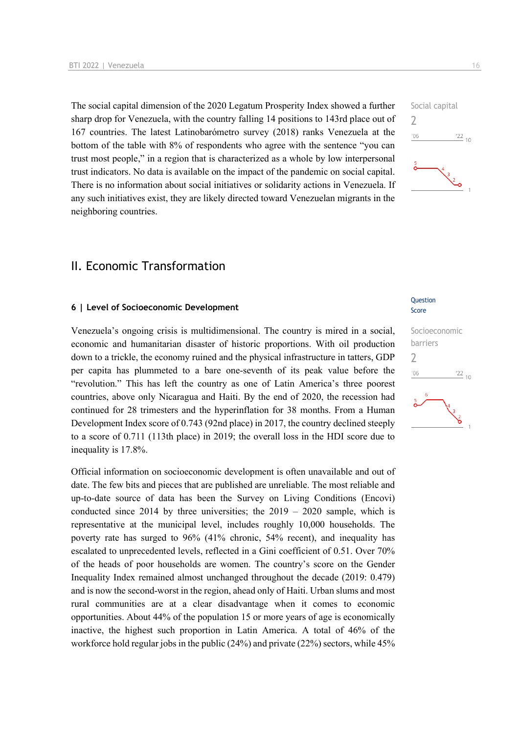The social capital dimension of the 2020 Legatum Prosperity Index showed a further sharp drop for Venezuela, with the country falling 14 positions to 143rd place out of 167 countries. The latest Latinobarómetro survey (2018) ranks Venezuela at the bottom of the table with 8% of respondents who agree with the sentence “you can trust most people,” in a region that is characterized as a whole by low interpersonal trust indicators. No data is available on the impact of the pandemic on social capital. There is no information about social initiatives or solidarity actions in Venezuela. If any such initiatives exist, they are likely directed toward Venezuelan migrants in the neighboring countries.

Social capital
2

## II. Economic Transformation

### 6 | Level of Socioeconomic Development

Question Score

Venezuela’s ongoing crisis is multidimensional. The country is mired in a social, economic and humanitarian disaster of historic proportions. With oil production down to a trickle, the economy ruined and the physical infrastructure in tatters, GDP per capita has plummeted to a bare one-seventh of its peak value before the “revolution.” This has left the country as one of Latin America’s three poorest countries, above only Nicaragua and Haiti. By the end of 2020, the recession had continued for 28 trimesters and the hyperinflation for 38 months. From a Human Development Index score of 0.743 (92nd place) in 2017, the country declined steeply to a score of 0.711 (113th place) in 2019; the overall loss in the HDI score due to inequality is 17.8%.

Socioeconomic barriers
2

Official information on socioeconomic development is often unavailable and out of date. The few bits and pieces that are published are unreliable. The most reliable and up-to-date source of data has been the Survey on Living Conditions (Encovi) conducted since 2014 by three universities; the 2019 – 2020 sample, which is representative at the municipal level, includes roughly 10,000 households. The poverty rate has surged to 96% (41% chronic, 54% recent), and inequality has escalated to unprecedented levels, reflected in a Gini coefficient of 0.51. Over 70% of the heads of poor households are women. The country’s score on the Gender Inequality Index remained almost unchanged throughout the decade (2019: 0.479) and is now the second-worst in the region, ahead only of Haiti. Urban slums and most rural communities are at a clear disadvantage when it comes to economic opportunities. About 44% of the population 15 or more years of age is economically inactive, the highest such proportion in Latin America. A total of 46% of the workforce hold regular jobs in the public (24%) and private (22%) sectors, while 45%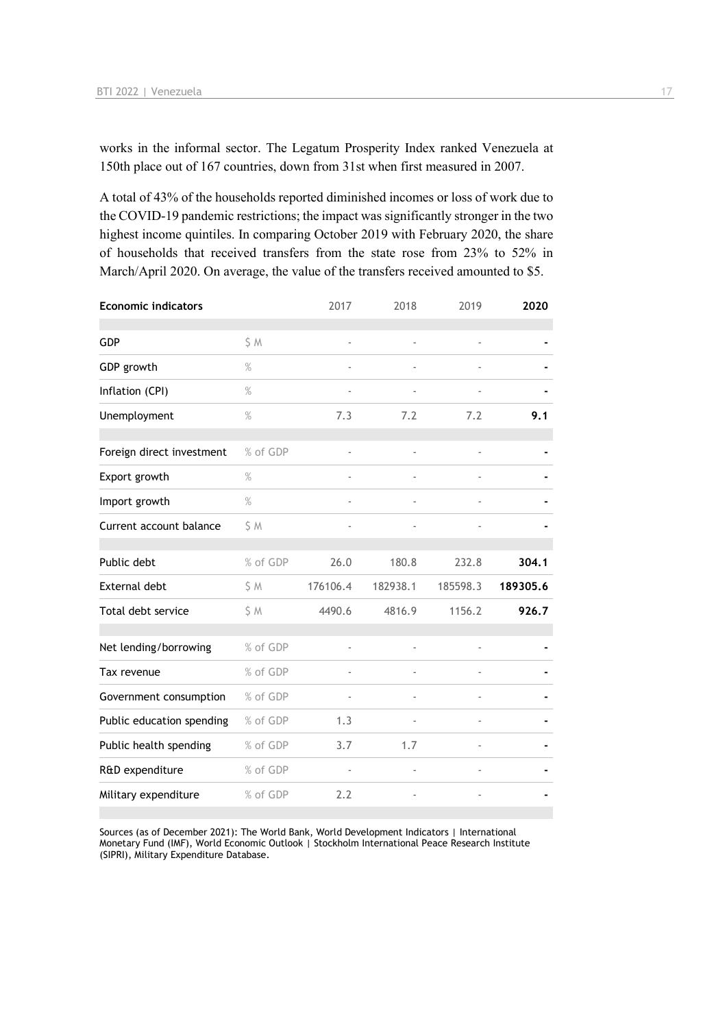works in the informal sector. The Legatum Prosperity Index ranked Venezuela at 150th place out of 167 countries, down from 31st when first measured in 2007.

A total of 43% of the households reported diminished incomes or loss of work due to the COVID-19 pandemic restrictions; the impact was significantly stronger in the two highest income quintiles. In comparing October 2019 with February 2020, the share of households that received transfers from the state rose from 23% to 52% in March/April 2020. On average, the value of the transfers received amounted to $5.

| Economic indicators | | 2017 | 2018 | 2019 | 2020 |
|---|---|---|---|---|---|
| GDP | $ M | - | - | - | - |
| GDP growth | % | - | - | - | - |
| Inflation (CPI) | % | - | - | - | - |
| Unemployment | % | 7.3 | 7.2 | 7.2 | **9.1** |
| Foreign direct investment | % of GDP | - | - | - | - |
| Export growth | % | - | - | - | - |
| Import growth | % | - | - | - | - |
| Current account balance | $ M | - | - | - | - |
| Public debt | % of GDP | 26.0 | 180.8 | 232.8 | **304.1** |
| External debt | $ M | 176106.4 | 182938.1 | 185598.3 | **189305.6** |
| Total debt service | $ M | 4490.6 | 4816.9 | 1156.2 | **926.7** |
| Net lending/borrowing | % of GDP | - | - | - | - |
| Tax revenue | % of GDP | - | - | - | - |
| Government consumption | % of GDP | - | - | - | - |
| Public education spending | % of GDP | 1.3 | - | - | - |
| Public health spending | % of GDP | 3.7 | 1.7 | - | - |
| R&D expenditure | % of GDP | - | - | - | - |
| Military expenditure | % of GDP | 2.2 | - | - | - |

Sources (as of December 2021): The World Bank, World Development Indicators | International Monetary Fund (IMF), World Economic Outlook | Stockholm International Peace Research Institute (SIPRI), Military Expenditure Database.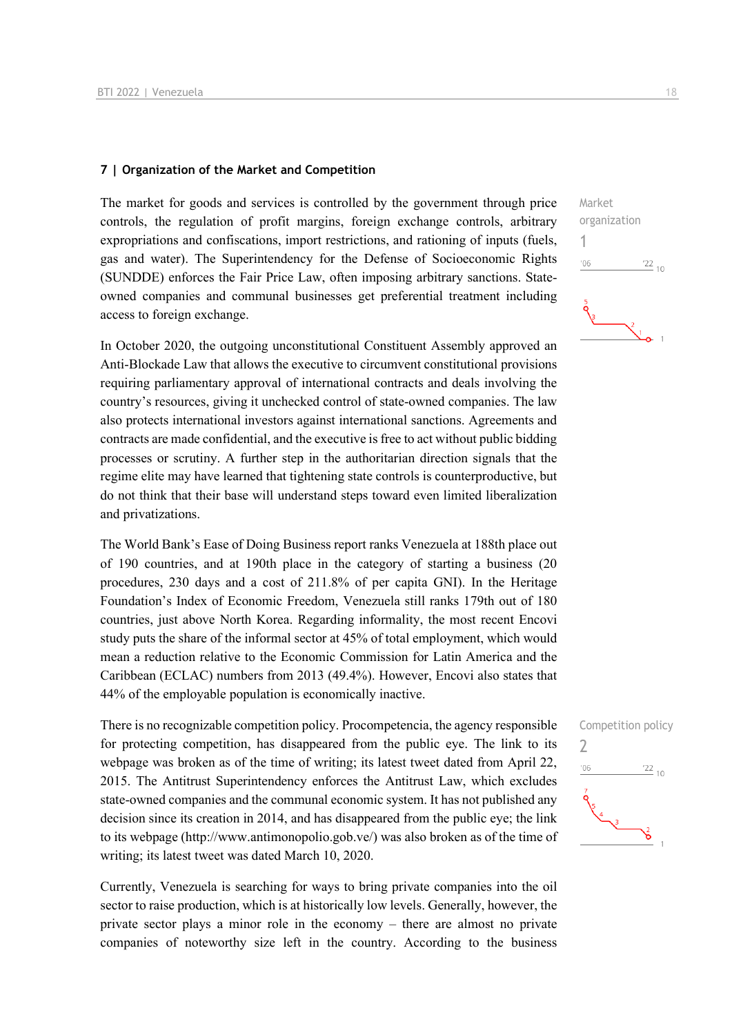## 7 | Organization of the Market and Competition

Market organization
1

The market for goods and services is controlled by the government through price controls, the regulation of profit margins, foreign exchange controls, arbitrary expropriations and confiscations, import restrictions, and rationing of inputs (fuels, gas and water). The Superintendency for the Defense of Socioeconomic Rights (SUNDDE) enforces the Fair Price Law, often imposing arbitrary sanctions. State-owned companies and communal businesses get preferential treatment including access to foreign exchange.

In October 2020, the outgoing unconstitutional Constituent Assembly approved an Anti-Blockade Law that allows the executive to circumvent constitutional provisions requiring parliamentary approval of international contracts and deals involving the country's resources, giving it unchecked control of state-owned companies. The law also protects international investors against international sanctions. Agreements and contracts are made confidential, and the executive is free to act without public bidding processes or scrutiny. A further step in the authoritarian direction signals that the regime elite may have learned that tightening state controls is counterproductive, but do not think that their base will understand steps toward even limited liberalization and privatizations.

The World Bank's Ease of Doing Business report ranks Venezuela at 188th place out of 190 countries, and at 190th place in the category of starting a business (20 procedures, 230 days and a cost of 211.8% of per capita GNI). In the Heritage Foundation's Index of Economic Freedom, Venezuela still ranks 179th out of 180 countries, just above North Korea. Regarding informality, the most recent Encovi study puts the share of the informal sector at 45% of total employment, which would mean a reduction relative to the Economic Commission for Latin America and the Caribbean (ECLAC) numbers from 2013 (49.4%). However, Encovi also states that 44% of the employable population is economically inactive.

Competition policy
2

There is no recognizable competition policy. Procompetencia, the agency responsible for protecting competition, has disappeared from the public eye. The link to its webpage was broken as of the time of writing; its latest tweet dated from April 22, 2015. The Antitrust Superintendency enforces the Antitrust Law, which excludes state-owned companies and the communal economic system. It has not published any decision since its creation in 2014, and has disappeared from the public eye; the link to its webpage (http://www.antimonopolio.gob.ve/) was also broken as of the time of writing; its latest tweet was dated March 10, 2020.

Currently, Venezuela is searching for ways to bring private companies into the oil sector to raise production, which is at historically low levels. Generally, however, the private sector plays a minor role in the economy – there are almost no private companies of noteworthy size left in the country. According to the business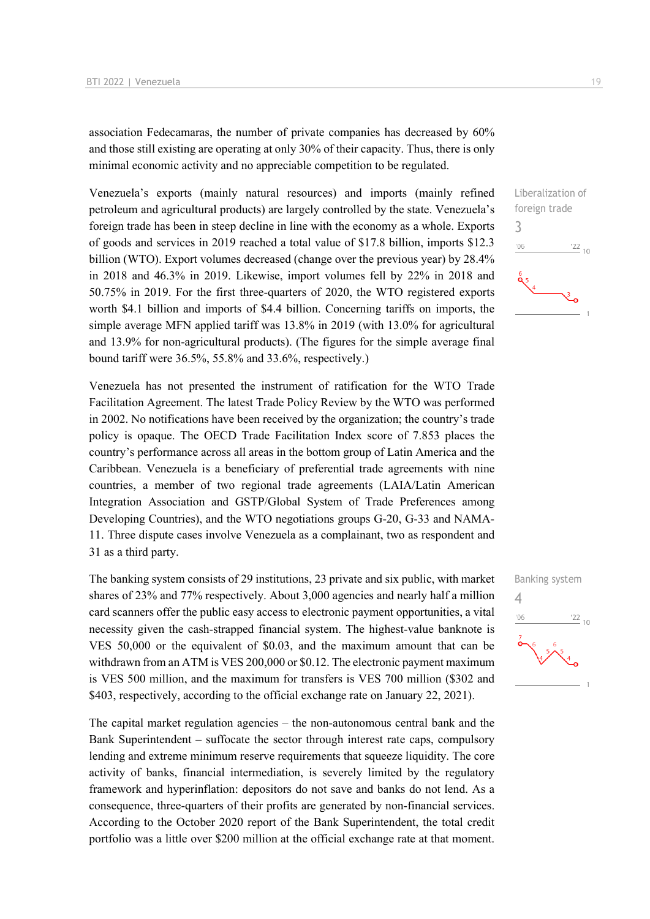association Fedecamaras, the number of private companies has decreased by 60% and those still existing are operating at only 30% of their capacity. Thus, there is only minimal economic activity and no appreciable competition to be regulated.

Liberalization of foreign trade
3

Venezuela's exports (mainly natural resources) and imports (mainly refined petroleum and agricultural products) are largely controlled by the state. Venezuela's foreign trade has been in steep decline in line with the economy as a whole. Exports of goods and services in 2019 reached a total value of $17.8 billion, imports $12.3 billion (WTO). Export volumes decreased (change over the previous year) by 28.4% in 2018 and 46.3% in 2019. Likewise, import volumes fell by 22% in 2018 and 50.75% in 2019. For the first three-quarters of 2020, the WTO registered exports worth $4.1 billion and imports of $4.4 billion. Concerning tariffs on imports, the simple average MFN applied tariff was 13.8% in 2019 (with 13.0% for agricultural and 13.9% for non-agricultural products). (The figures for the simple average final bound tariff were 36.5%, 55.8% and 33.6%, respectively.)

Venezuela has not presented the instrument of ratification for the WTO Trade Facilitation Agreement. The latest Trade Policy Review by the WTO was performed in 2002. No notifications have been received by the organization; the country's trade policy is opaque. The OECD Trade Facilitation Index score of 7.853 places the country's performance across all areas in the bottom group of Latin America and the Caribbean. Venezuela is a beneficiary of preferential trade agreements with nine countries, a member of two regional trade agreements (LAIA/Latin American Integration Association and GSTP/Global System of Trade Preferences among Developing Countries), and the WTO negotiations groups G-20, G-33 and NAMA-11. Three dispute cases involve Venezuela as a complainant, two as respondent and 31 as a third party.

Banking system
4

The banking system consists of 29 institutions, 23 private and six public, with market shares of 23% and 77% respectively. About 3,000 agencies and nearly half a million card scanners offer the public easy access to electronic payment opportunities, a vital necessity given the cash-strapped financial system. The highest-value banknote is VES 50,000 or the equivalent of $0.03, and the maximum amount that can be withdrawn from an ATM is VES 200,000 or $0.12. The electronic payment maximum is VES 500 million, and the maximum for transfers is VES 700 million ($302 and $403, respectively, according to the official exchange rate on January 22, 2021).

The capital market regulation agencies – the non-autonomous central bank and the Bank Superintendent – suffocate the sector through interest rate caps, compulsory lending and extreme minimum reserve requirements that squeeze liquidity. The core activity of banks, financial intermediation, is severely limited by the regulatory framework and hyperinflation: depositors do not save and banks do not lend. As a consequence, three-quarters of their profits are generated by non-financial services. According to the October 2020 report of the Bank Superintendent, the total credit portfolio was a little over $200 million at the official exchange rate at that moment.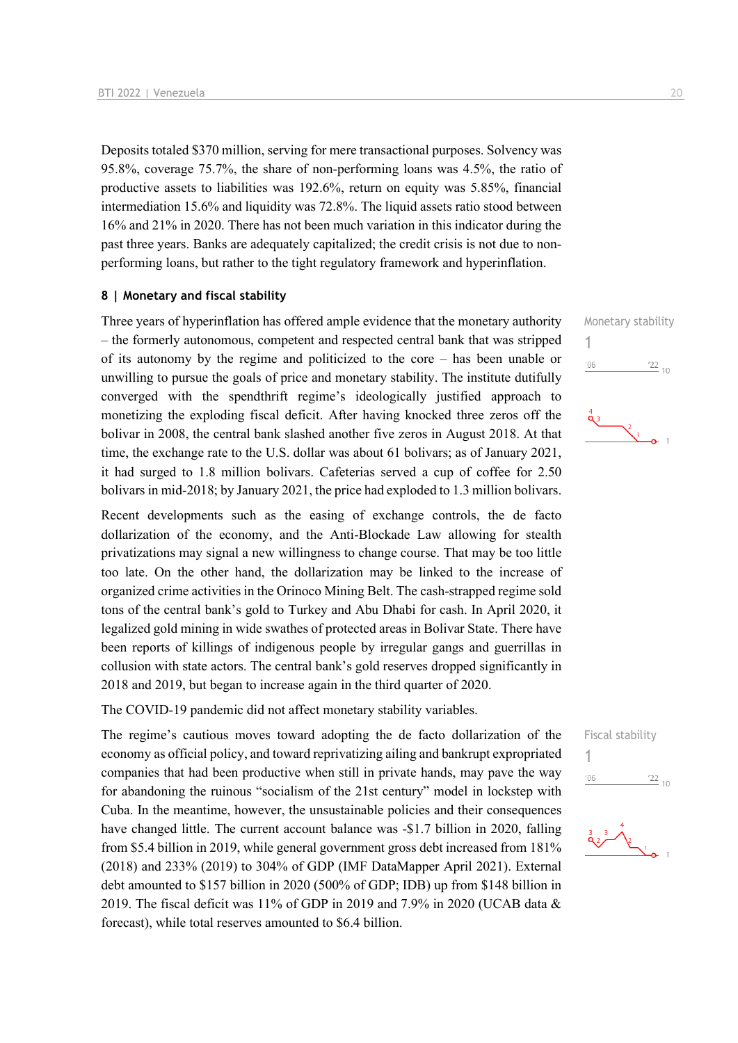Deposits totaled $370 million, serving for mere transactional purposes. Solvency was 95.8%, coverage 75.7%, the share of non-performing loans was 4.5%, the ratio of productive assets to liabilities was 192.6%, return on equity was 5.85%, financial intermediation 15.6% and liquidity was 72.8%. The liquid assets ratio stood between 16% and 21% in 2020. There has not been much variation in this indicator during the past three years. Banks are adequately capitalized; the credit crisis is not due to non-performing loans, but rather to the tight regulatory framework and hyperinflation.

#### 8 | Monetary and fiscal stability

Monetary stability
1

Three years of hyperinflation has offered ample evidence that the monetary authority – the formerly autonomous, competent and respected central bank that was stripped of its autonomy by the regime and politicized to the core – has been unable or unwilling to pursue the goals of price and monetary stability. The institute dutifully converged with the spendthrift regime's ideologically justified approach to monetizing the exploding fiscal deficit. After having knocked three zeros off the bolivar in 2008, the central bank slashed another five zeros in August 2018. At that time, the exchange rate to the U.S. dollar was about 61 bolivars; as of January 2021, it had surged to 1.8 million bolivars. Cafeterias served a cup of coffee for 2.50 bolivars in mid-2018; by January 2021, the price had exploded to 1.3 million bolivars.

Recent developments such as the easing of exchange controls, the de facto dollarization of the economy, and the Anti-Blockade Law allowing for stealth privatizations may signal a new willingness to change course. That may be too little too late. On the other hand, the dollarization may be linked to the increase of organized crime activities in the Orinoco Mining Belt. The cash-strapped regime sold tons of the central bank's gold to Turkey and Abu Dhabi for cash. In April 2020, it legalized gold mining in wide swathes of protected areas in Bolivar State. There have been reports of killings of indigenous people by irregular gangs and guerrillas in collusion with state actors. The central bank's gold reserves dropped significantly in 2018 and 2019, but began to increase again in the third quarter of 2020.

The COVID-19 pandemic did not affect monetary stability variables.

Fiscal stability
1

The regime's cautious moves toward adopting the de facto dollarization of the economy as official policy, and toward reprivatizing ailing and bankrupt expropriated companies that had been productive when still in private hands, may pave the way for abandoning the ruinous "socialism of the 21st century" model in lockstep with Cuba. In the meantime, however, the unsustainable policies and their consequences have changed little. The current account balance was -$1.7 billion in 2020, falling from $5.4 billion in 2019, while general government gross debt increased from 181% (2018) and 233% (2019) to 304% of GDP (IMF DataMapper April 2021). External debt amounted to $157 billion in 2020 (500% of GDP; IDB) up from $148 billion in 2019. The fiscal deficit was 11% of GDP in 2019 and 7.9% in 2020 (UCAB data & forecast), while total reserves amounted to $6.4 billion.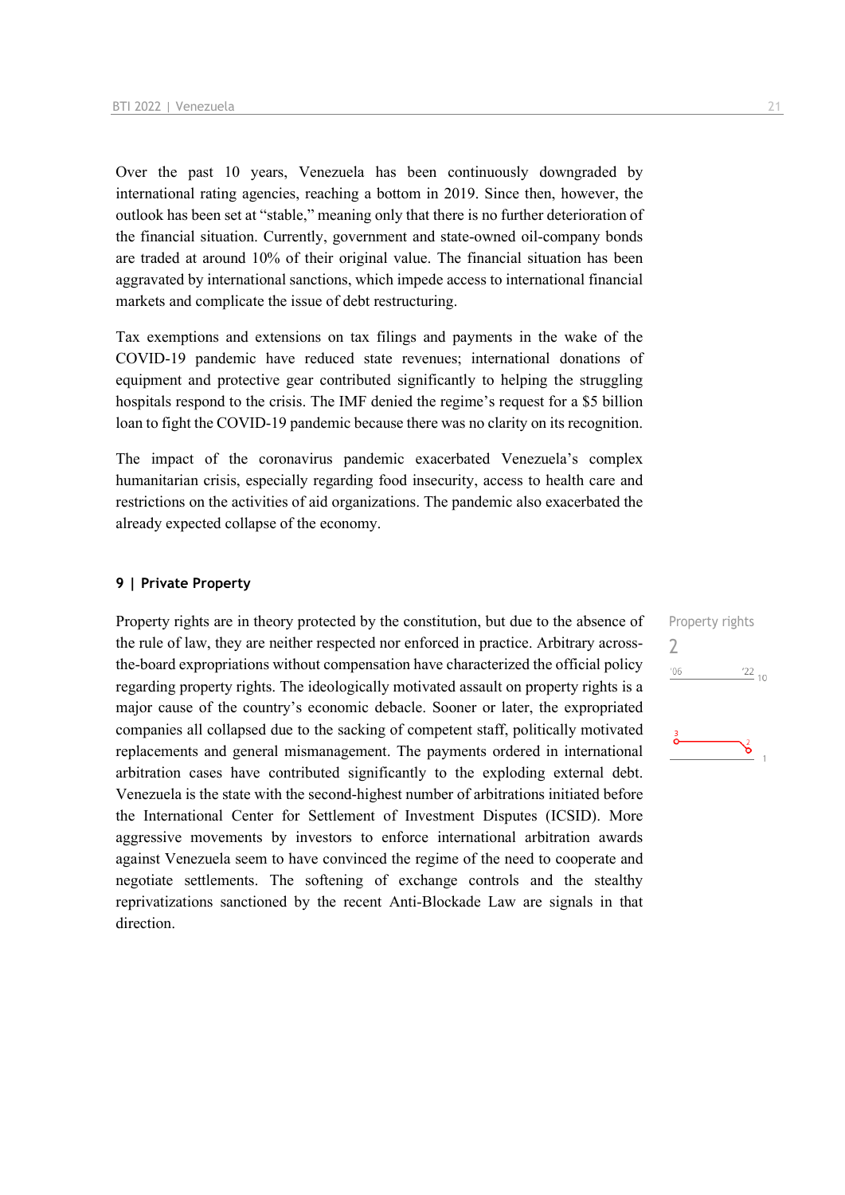Over the past 10 years, Venezuela has been continuously downgraded by international rating agencies, reaching a bottom in 2019. Since then, however, the outlook has been set at "stable," meaning only that there is no further deterioration of the financial situation. Currently, government and state-owned oil-company bonds are traded at around 10% of their original value. The financial situation has been aggravated by international sanctions, which impede access to international financial markets and complicate the issue of debt restructuring.

Tax exemptions and extensions on tax filings and payments in the wake of the COVID-19 pandemic have reduced state revenues; international donations of equipment and protective gear contributed significantly to helping the struggling hospitals respond to the crisis. The IMF denied the regime's request for a $5 billion loan to fight the COVID-19 pandemic because there was no clarity on its recognition.

The impact of the coronavirus pandemic exacerbated Venezuela's complex humanitarian crisis, especially regarding food insecurity, access to health care and restrictions on the activities of aid organizations. The pandemic also exacerbated the already expected collapse of the economy.

#### 9 | Private Property

Property rights are in theory protected by the constitution, but due to the absence of the rule of law, they are neither respected nor enforced in practice. Arbitrary across-the-board expropriations without compensation have characterized the official policy regarding property rights. The ideologically motivated assault on property rights is a major cause of the country's economic debacle. Sooner or later, the expropriated companies all collapsed due to the sacking of competent staff, politically motivated replacements and general mismanagement. The payments ordered in international arbitration cases have contributed significantly to the exploding external debt. Venezuela is the state with the second-highest number of arbitrations initiated before the International Center for Settlement of Investment Disputes (ICSID). More aggressive movements by investors to enforce international arbitration awards against Venezuela seem to have convinced the regime of the need to cooperate and negotiate settlements. The softening of exchange controls and the stealthy reprivatizations sanctioned by the recent Anti-Blockade Law are signals in that direction.

Property rights
2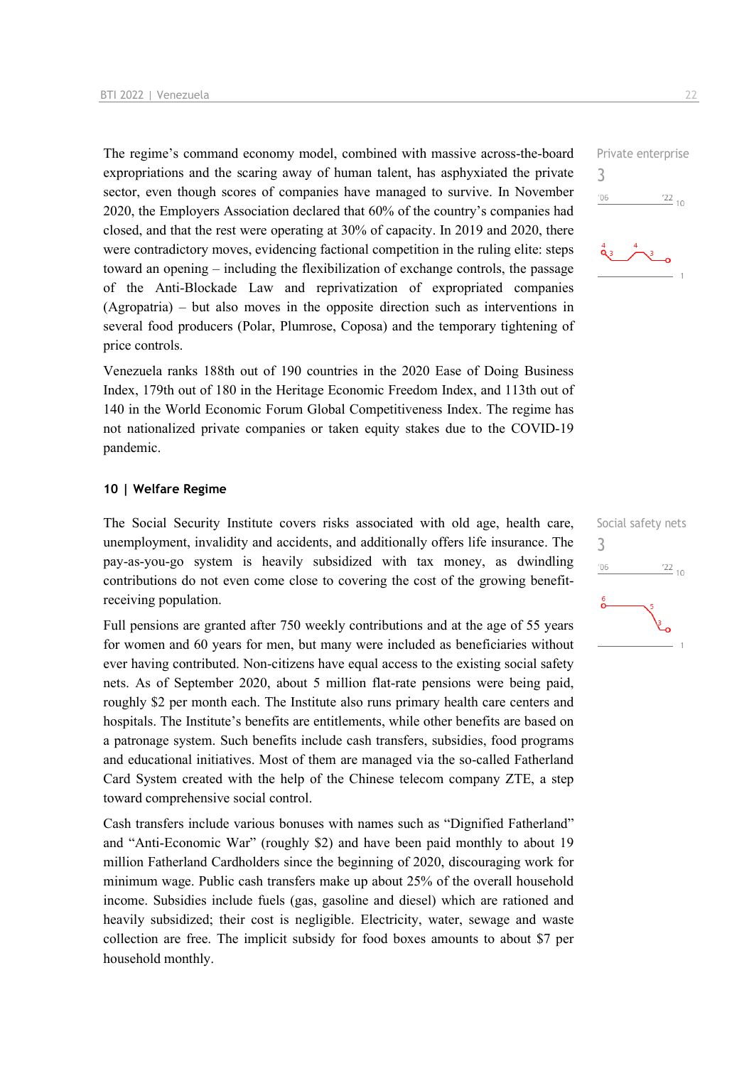The regime's command economy model, combined with massive across-the-board expropriations and the scaring away of human talent, has asphyxiated the private sector, even though scores of companies have managed to survive. In November 2020, the Employers Association declared that 60% of the country's companies had closed, and that the rest were operating at 30% of capacity. In 2019 and 2020, there were contradictory moves, evidencing factional competition in the ruling elite: steps toward an opening – including the flexibilization of exchange controls, the passage of the Anti-Blockade Law and reprivatization of expropriated companies (Agropatria) – but also moves in the opposite direction such as interventions in several food producers (Polar, Plumrose, Coposa) and the temporary tightening of price controls.

Private enterprise
3

Venezuela ranks 188th out of 190 countries in the 2020 Ease of Doing Business Index, 179th out of 180 in the Heritage Economic Freedom Index, and 113th out of 140 in the World Economic Forum Global Competitiveness Index. The regime has not nationalized private companies or taken equity stakes due to the COVID-19 pandemic.

## 10 | Welfare Regime

The Social Security Institute covers risks associated with old age, health care, unemployment, invalidity and accidents, and additionally offers life insurance. The pay-as-you-go system is heavily subsidized with tax money, as dwindling contributions do not even come close to covering the cost of the growing benefit-receiving population.

Social safety nets
3

Full pensions are granted after 750 weekly contributions and at the age of 55 years for women and 60 years for men, but many were included as beneficiaries without ever having contributed. Non-citizens have equal access to the existing social safety nets. As of September 2020, about 5 million flat-rate pensions were being paid, roughly $2 per month each. The Institute also runs primary health care centers and hospitals. The Institute's benefits are entitlements, while other benefits are based on a patronage system. Such benefits include cash transfers, subsidies, food programs and educational initiatives. Most of them are managed via the so-called Fatherland Card System created with the help of the Chinese telecom company ZTE, a step toward comprehensive social control.

Cash transfers include various bonuses with names such as "Dignified Fatherland" and "Anti-Economic War" (roughly $2) and have been paid monthly to about 19 million Fatherland Cardholders since the beginning of 2020, discouraging work for minimum wage. Public cash transfers make up about 25% of the overall household income. Subsidies include fuels (gas, gasoline and diesel) which are rationed and heavily subsidized; their cost is negligible. Electricity, water, sewage and waste collection are free. The implicit subsidy for food boxes amounts to about $7 per household monthly.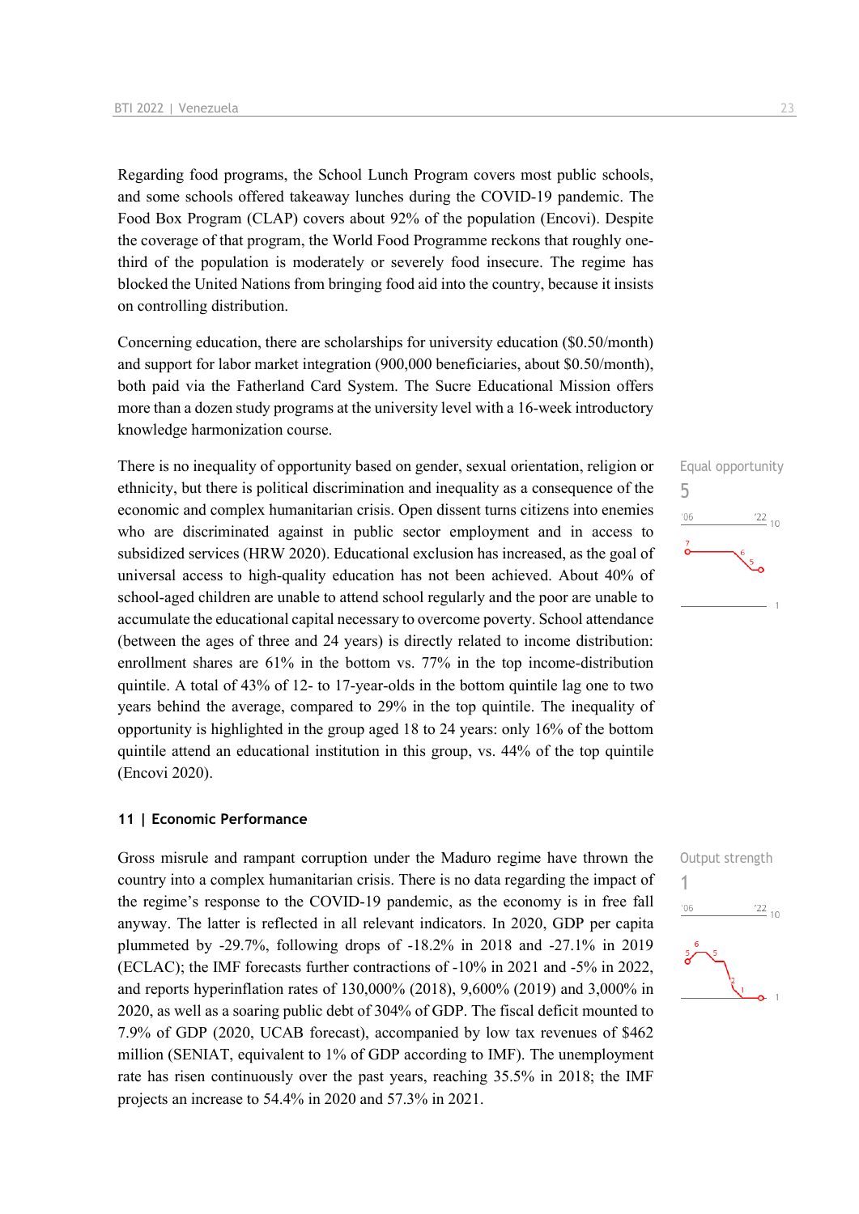Regarding food programs, the School Lunch Program covers most public schools, and some schools offered takeaway lunches during the COVID-19 pandemic. The Food Box Program (CLAP) covers about 92% of the population (Encovi). Despite the coverage of that program, the World Food Programme reckons that roughly one-third of the population is moderately or severely food insecure. The regime has blocked the United Nations from bringing food aid into the country, because it insists on controlling distribution.

Concerning education, there are scholarships for university education ($0.50/month) and support for labor market integration (900,000 beneficiaries, about $0.50/month), both paid via the Fatherland Card System. The Sucre Educational Mission offers more than a dozen study programs at the university level with a 16-week introductory knowledge harmonization course.

Equal opportunity
5

There is no inequality of opportunity based on gender, sexual orientation, religion or ethnicity, but there is political discrimination and inequality as a consequence of the economic and complex humanitarian crisis. Open dissent turns citizens into enemies who are discriminated against in public sector employment and in access to subsidized services (HRW 2020). Educational exclusion has increased, as the goal of universal access to high-quality education has not been achieved. About 40% of school-aged children are unable to attend school regularly and the poor are unable to accumulate the educational capital necessary to overcome poverty. School attendance (between the ages of three and 24 years) is directly related to income distribution: enrollment shares are 61% in the bottom vs. 77% in the top income-distribution quintile. A total of 43% of 12- to 17-year-olds in the bottom quintile lag one to two years behind the average, compared to 29% in the top quintile. The inequality of opportunity is highlighted in the group aged 18 to 24 years: only 16% of the bottom quintile attend an educational institution in this group, vs. 44% of the top quintile (Encovi 2020).

### 11 | Economic Performance

Output strength
1

Gross misrule and rampant corruption under the Maduro regime have thrown the country into a complex humanitarian crisis. There is no data regarding the impact of the regime's response to the COVID-19 pandemic, as the economy is in free fall anyway. The latter is reflected in all relevant indicators. In 2020, GDP per capita plummeted by -29.7%, following drops of -18.2% in 2018 and -27.1% in 2019 (ECLAC); the IMF forecasts further contractions of -10% in 2021 and -5% in 2022, and reports hyperinflation rates of 130,000% (2018), 9,600% (2019) and 3,000% in 2020, as well as a soaring public debt of 304% of GDP. The fiscal deficit mounted to 7.9% of GDP (2020, UCAB forecast), accompanied by low tax revenues of $462 million (SENIAT, equivalent to 1% of GDP according to IMF). The unemployment rate has risen continuously over the past years, reaching 35.5% in 2018; the IMF projects an increase to 54.4% in 2020 and 57.3% in 2021.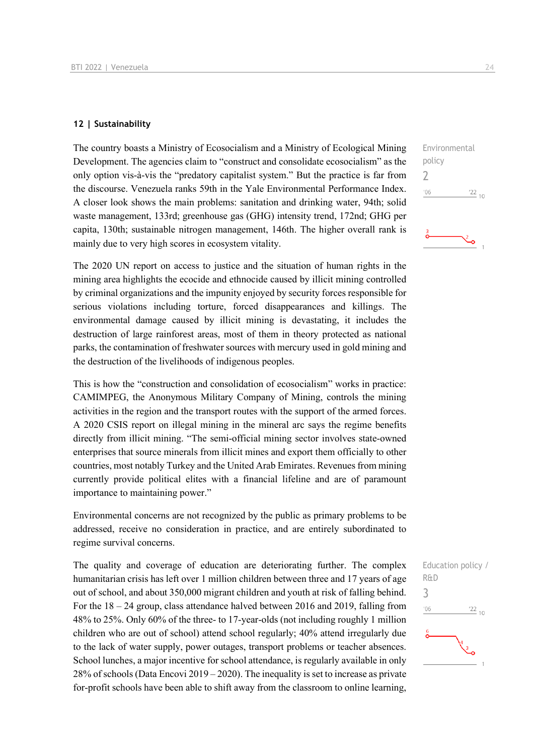## 12 | Sustainability

Environmental policy

2

The country boasts a Ministry of Ecosocialism and a Ministry of Ecological Mining Development. The agencies claim to "construct and consolidate ecosocialism" as the only option vis-à-vis the "predatory capitalist system." But the practice is far from the discourse. Venezuela ranks 59th in the Yale Environmental Performance Index. A closer look shows the main problems: sanitation and drinking water, 94th; solid waste management, 133rd; greenhouse gas (GHG) intensity trend, 172nd; GHG per capita, 130th; sustainable nitrogen management, 146th. The higher overall rank is mainly due to very high scores in ecosystem vitality.

The 2020 UN report on access to justice and the situation of human rights in the mining area highlights the ecocide and ethnocide caused by illicit mining controlled by criminal organizations and the impunity enjoyed by security forces responsible for serious violations including torture, forced disappearances and killings. The environmental damage caused by illicit mining is devastating, it includes the destruction of large rainforest areas, most of them in theory protected as national parks, the contamination of freshwater sources with mercury used in gold mining and the destruction of the livelihoods of indigenous peoples.

This is how the "construction and consolidation of ecosocialism" works in practice: CAMIMPEG, the Anonymous Military Company of Mining, controls the mining activities in the region and the transport routes with the support of the armed forces. A 2020 CSIS report on illegal mining in the mineral arc says the regime benefits directly from illicit mining. "The semi-official mining sector involves state-owned enterprises that source minerals from illicit mines and export them officially to other countries, most notably Turkey and the United Arab Emirates. Revenues from mining currently provide political elites with a financial lifeline and are of paramount importance to maintaining power."

Environmental concerns are not recognized by the public as primary problems to be addressed, receive no consideration in practice, and are entirely subordinated to regime survival concerns.

Education policy / R&D

3

The quality and coverage of education are deteriorating further. The complex humanitarian crisis has left over 1 million children between three and 17 years of age out of school, and about 350,000 migrant children and youth at risk of falling behind. For the 18 – 24 group, class attendance halved between 2016 and 2019, falling from 48% to 25%. Only 60% of the three- to 17-year-olds (not including roughly 1 million children who are out of school) attend school regularly; 40% attend irregularly due to the lack of water supply, power outages, transport problems or teacher absences. School lunches, a major incentive for school attendance, is regularly available in only 28% of schools (Data Encovi 2019 – 2020). The inequality is set to increase as private for-profit schools have been able to shift away from the classroom to online learning,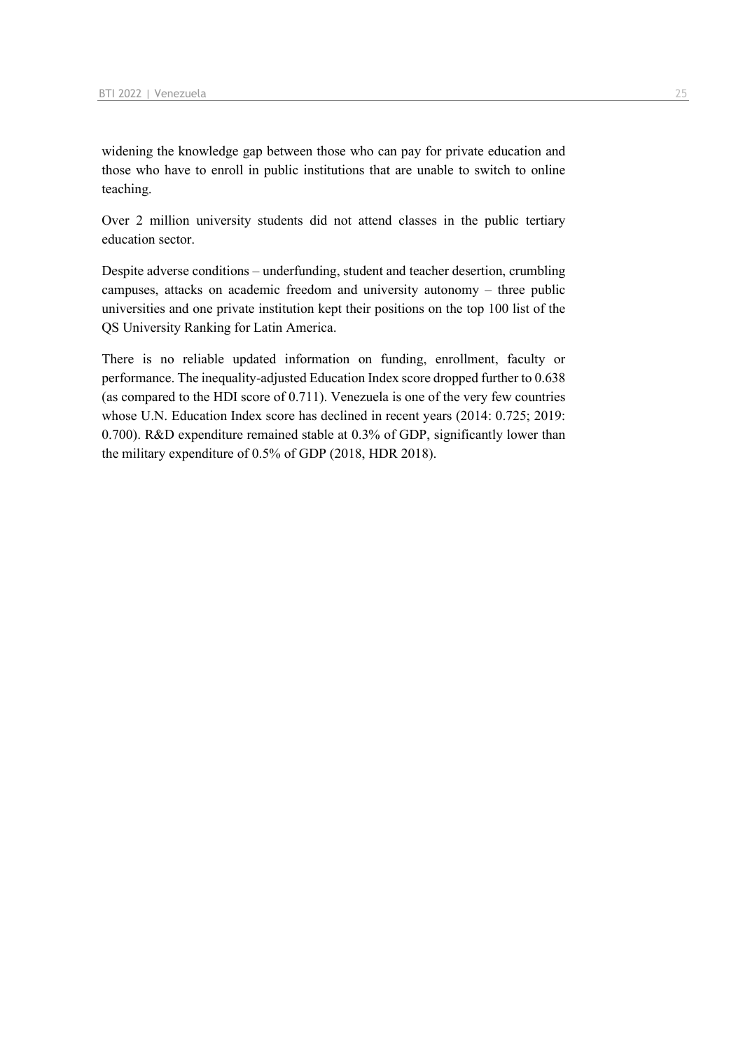widening the knowledge gap between those who can pay for private education and those who have to enroll in public institutions that are unable to switch to online teaching.

Over 2 million university students did not attend classes in the public tertiary education sector.

Despite adverse conditions – underfunding, student and teacher desertion, crumbling campuses, attacks on academic freedom and university autonomy – three public universities and one private institution kept their positions on the top 100 list of the QS University Ranking for Latin America.

There is no reliable updated information on funding, enrollment, faculty or performance. The inequality-adjusted Education Index score dropped further to 0.638 (as compared to the HDI score of 0.711). Venezuela is one of the very few countries whose U.N. Education Index score has declined in recent years (2014: 0.725; 2019: 0.700). R&D expenditure remained stable at 0.3% of GDP, significantly lower than the military expenditure of 0.5% of GDP (2018, HDR 2018).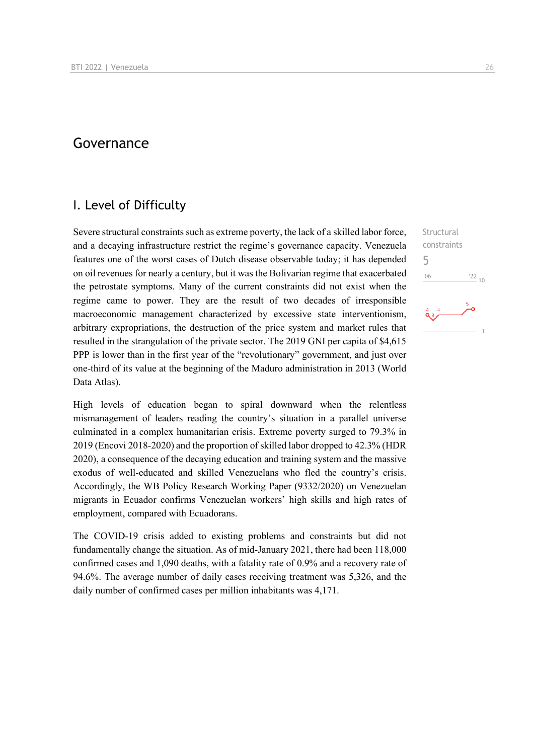# Governance

## I. Level of Difficulty

Structural constraints

5

Severe structural constraints such as extreme poverty, the lack of a skilled labor force, and a decaying infrastructure restrict the regime's governance capacity. Venezuela features one of the worst cases of Dutch disease observable today; it has depended on oil revenues for nearly a century, but it was the Bolivarian regime that exacerbated the petrostate symptoms. Many of the current constraints did not exist when the regime came to power. They are the result of two decades of irresponsible macroeconomic management characterized by excessive state interventionism, arbitrary expropriations, the destruction of the price system and market rules that resulted in the strangulation of the private sector. The 2019 GNI per capita of $4,615 PPP is lower than in the first year of the "revolutionary" government, and just over one-third of its value at the beginning of the Maduro administration in 2013 (World Data Atlas).

High levels of education began to spiral downward when the relentless mismanagement of leaders reading the country's situation in a parallel universe culminated in a complex humanitarian crisis. Extreme poverty surged to 79.3% in 2019 (Encovi 2018-2020) and the proportion of skilled labor dropped to 42.3% (HDR 2020), a consequence of the decaying education and training system and the massive exodus of well-educated and skilled Venezuelans who fled the country's crisis. Accordingly, the WB Policy Research Working Paper (9332/2020) on Venezuelan migrants in Ecuador confirms Venezuelan workers' high skills and high rates of employment, compared with Ecuadorans.

The COVID-19 crisis added to existing problems and constraints but did not fundamentally change the situation. As of mid-January 2021, there had been 118,000 confirmed cases and 1,090 deaths, with a fatality rate of 0.9% and a recovery rate of 94.6%. The average number of daily cases receiving treatment was 5,326, and the daily number of confirmed cases per million inhabitants was 4,171.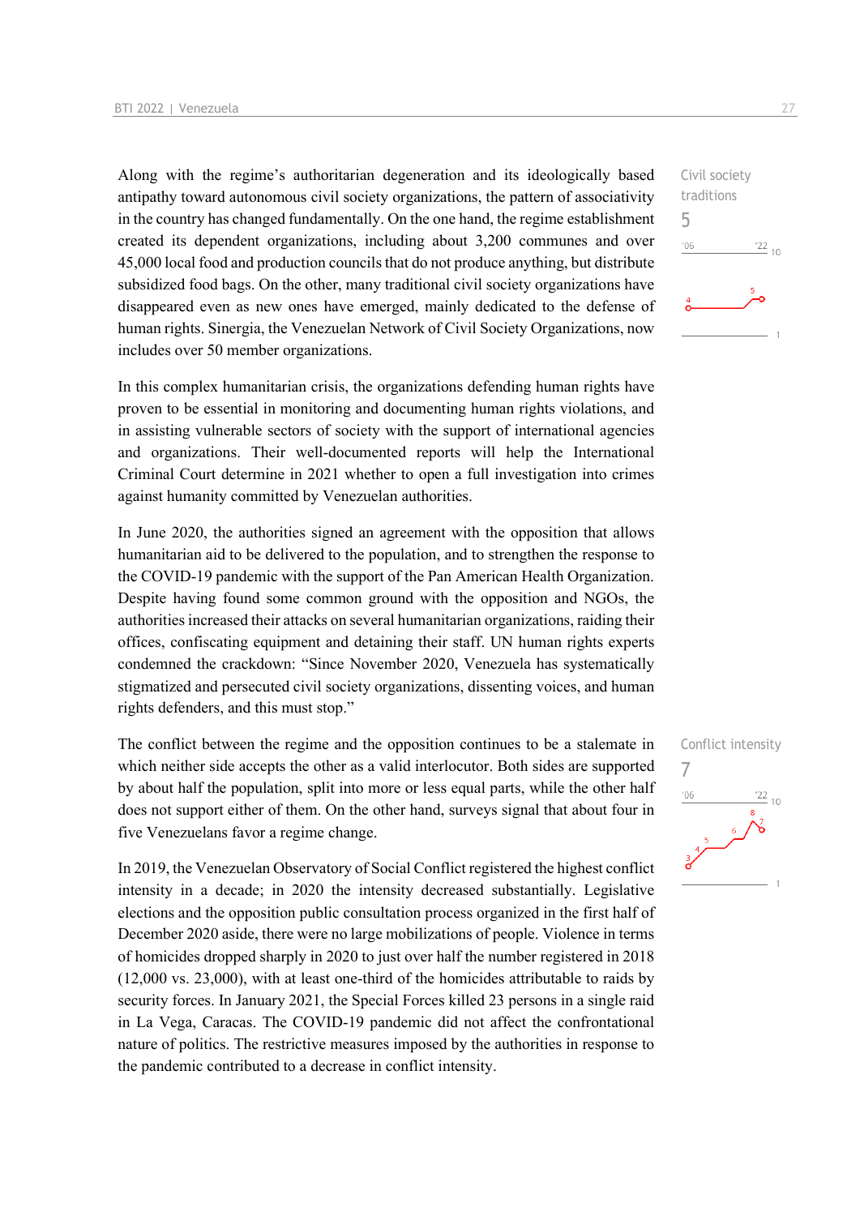Civil society traditions
5

Along with the regime's authoritarian degeneration and its ideologically based antipathy toward autonomous civil society organizations, the pattern of associativity in the country has changed fundamentally. On the one hand, the regime establishment created its dependent organizations, including about 3,200 communes and over 45,000 local food and production councils that do not produce anything, but distribute subsidized food bags. On the other, many traditional civil society organizations have disappeared even as new ones have emerged, mainly dedicated to the defense of human rights. Sinergia, the Venezuelan Network of Civil Society Organizations, now includes over 50 member organizations.

In this complex humanitarian crisis, the organizations defending human rights have proven to be essential in monitoring and documenting human rights violations, and in assisting vulnerable sectors of society with the support of international agencies and organizations. Their well-documented reports will help the International Criminal Court determine in 2021 whether to open a full investigation into crimes against humanity committed by Venezuelan authorities.

In June 2020, the authorities signed an agreement with the opposition that allows humanitarian aid to be delivered to the population, and to strengthen the response to the COVID-19 pandemic with the support of the Pan American Health Organization. Despite having found some common ground with the opposition and NGOs, the authorities increased their attacks on several humanitarian organizations, raiding their offices, confiscating equipment and detaining their staff. UN human rights experts condemned the crackdown: "Since November 2020, Venezuela has systematically stigmatized and persecuted civil society organizations, dissenting voices, and human rights defenders, and this must stop."

Conflict intensity
7

The conflict between the regime and the opposition continues to be a stalemate in which neither side accepts the other as a valid interlocutor. Both sides are supported by about half the population, split into more or less equal parts, while the other half does not support either of them. On the other hand, surveys signal that about four in five Venezuelans favor a regime change.

In 2019, the Venezuelan Observatory of Social Conflict registered the highest conflict intensity in a decade; in 2020 the intensity decreased substantially. Legislative elections and the opposition public consultation process organized in the first half of December 2020 aside, there were no large mobilizations of people. Violence in terms of homicides dropped sharply in 2020 to just over half the number registered in 2018 (12,000 vs. 23,000), with at least one-third of the homicides attributable to raids by security forces. In January 2021, the Special Forces killed 23 persons in a single raid in La Vega, Caracas. The COVID-19 pandemic did not affect the confrontational nature of politics. The restrictive measures imposed by the authorities in response to the pandemic contributed to a decrease in conflict intensity.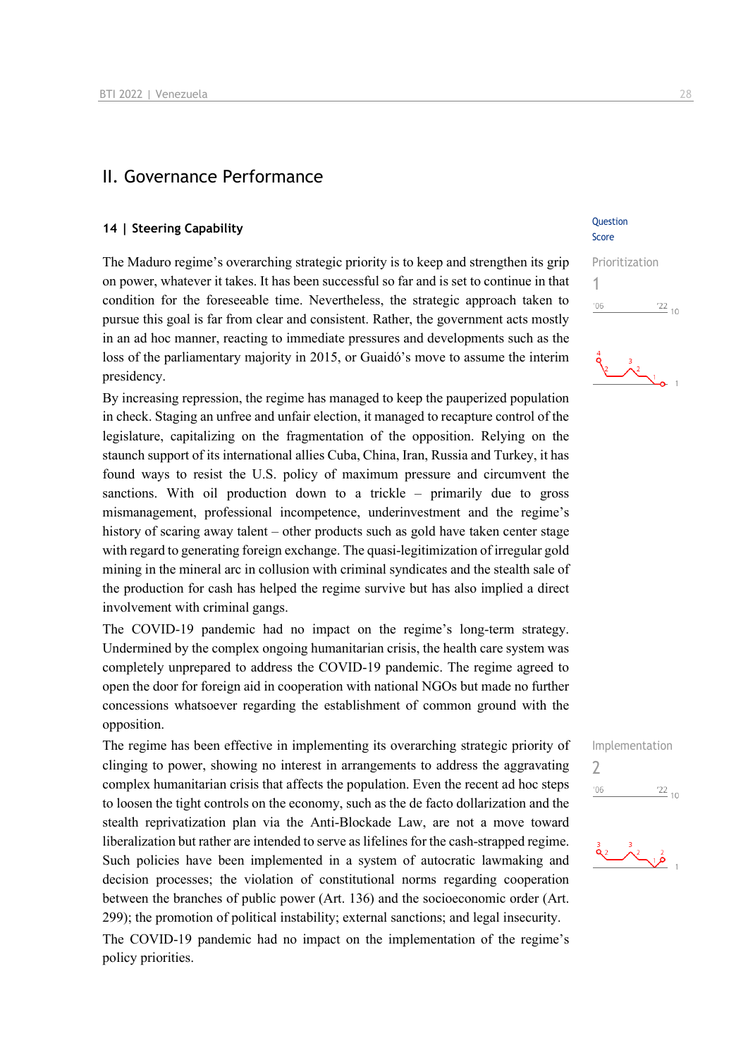## II. Governance Performance

### 14 | Steering Capability

Question Score

Prioritization
1

The Maduro regime's overarching strategic priority is to keep and strengthen its grip on power, whatever it takes. It has been successful so far and is set to continue in that condition for the foreseeable time. Nevertheless, the strategic approach taken to pursue this goal is far from clear and consistent. Rather, the government acts mostly in an ad hoc manner, reacting to immediate pressures and developments such as the loss of the parliamentary majority in 2015, or Guaidó's move to assume the interim presidency.

By increasing repression, the regime has managed to keep the pauperized population in check. Staging an unfree and unfair election, it managed to recapture control of the legislature, capitalizing on the fragmentation of the opposition. Relying on the staunch support of its international allies Cuba, China, Iran, Russia and Turkey, it has found ways to resist the U.S. policy of maximum pressure and circumvent the sanctions. With oil production down to a trickle – primarily due to gross mismanagement, professional incompetence, underinvestment and the regime's history of scaring away talent – other products such as gold have taken center stage with regard to generating foreign exchange. The quasi-legitimization of irregular gold mining in the mineral arc in collusion with criminal syndicates and the stealth sale of the production for cash has helped the regime survive but has also implied a direct involvement with criminal gangs.

The COVID-19 pandemic had no impact on the regime's long-term strategy. Undermined by the complex ongoing humanitarian crisis, the health care system was completely unprepared to address the COVID-19 pandemic. The regime agreed to open the door for foreign aid in cooperation with national NGOs but made no further concessions whatsoever regarding the establishment of common ground with the opposition.

Implementation
2

The regime has been effective in implementing its overarching strategic priority of clinging to power, showing no interest in arrangements to address the aggravating complex humanitarian crisis that affects the population. Even the recent ad hoc steps to loosen the tight controls on the economy, such as the de facto dollarization and the stealth reprivatization plan via the Anti-Blockade Law, are not a move toward liberalization but rather are intended to serve as lifelines for the cash-strapped regime. Such policies have been implemented in a system of autocratic lawmaking and decision processes; the violation of constitutional norms regarding cooperation between the branches of public power (Art. 136) and the socioeconomic order (Art. 299); the promotion of political instability; external sanctions; and legal insecurity.

The COVID-19 pandemic had no impact on the implementation of the regime's policy priorities.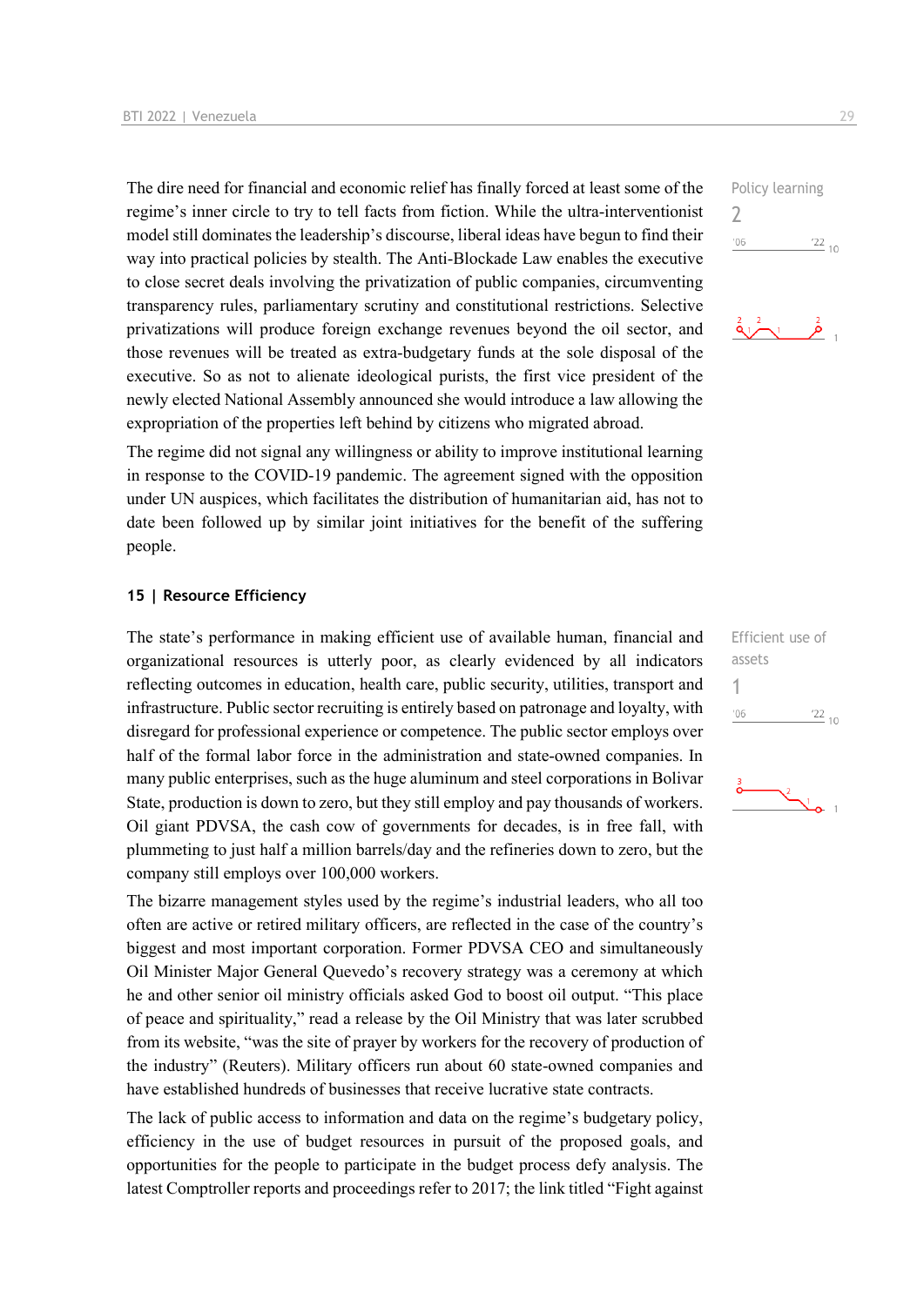The dire need for financial and economic relief has finally forced at least some of the regime's inner circle to try to tell facts from fiction. While the ultra-interventionist model still dominates the leadership's discourse, liberal ideas have begun to find their way into practical policies by stealth. The Anti-Blockade Law enables the executive to close secret deals involving the privatization of public companies, circumventing transparency rules, parliamentary scrutiny and constitutional restrictions. Selective privatizations will produce foreign exchange revenues beyond the oil sector, and those revenues will be treated as extra-budgetary funds at the sole disposal of the executive. So as not to alienate ideological purists, the first vice president of the newly elected National Assembly announced she would introduce a law allowing the expropriation of the properties left behind by citizens who migrated abroad.

Policy learning
2

The regime did not signal any willingness or ability to improve institutional learning in response to the COVID-19 pandemic. The agreement signed with the opposition under UN auspices, which facilitates the distribution of humanitarian aid, has not to date been followed up by similar joint initiatives for the benefit of the suffering people.

### 15 | Resource Efficiency

The state's performance in making efficient use of available human, financial and organizational resources is utterly poor, as clearly evidenced by all indicators reflecting outcomes in education, health care, public security, utilities, transport and infrastructure. Public sector recruiting is entirely based on patronage and loyalty, with disregard for professional experience or competence. The public sector employs over half of the formal labor force in the administration and state-owned companies. In many public enterprises, such as the huge aluminum and steel corporations in Bolivar State, production is down to zero, but they still employ and pay thousands of workers. Oil giant PDVSA, the cash cow of governments for decades, is in free fall, with plummeting to just half a million barrels/day and the refineries down to zero, but the company still employs over 100,000 workers.

Efficient use of assets
1

The bizarre management styles used by the regime's industrial leaders, who all too often are active or retired military officers, are reflected in the case of the country's biggest and most important corporation. Former PDVSA CEO and simultaneously Oil Minister Major General Quevedo's recovery strategy was a ceremony at which he and other senior oil ministry officials asked God to boost oil output. "This place of peace and spirituality," read a release by the Oil Ministry that was later scrubbed from its website, "was the site of prayer by workers for the recovery of production of the industry" (Reuters). Military officers run about 60 state-owned companies and have established hundreds of businesses that receive lucrative state contracts.

The lack of public access to information and data on the regime's budgetary policy, efficiency in the use of budget resources in pursuit of the proposed goals, and opportunities for the people to participate in the budget process defy analysis. The latest Comptroller reports and proceedings refer to 2017; the link titled "Fight against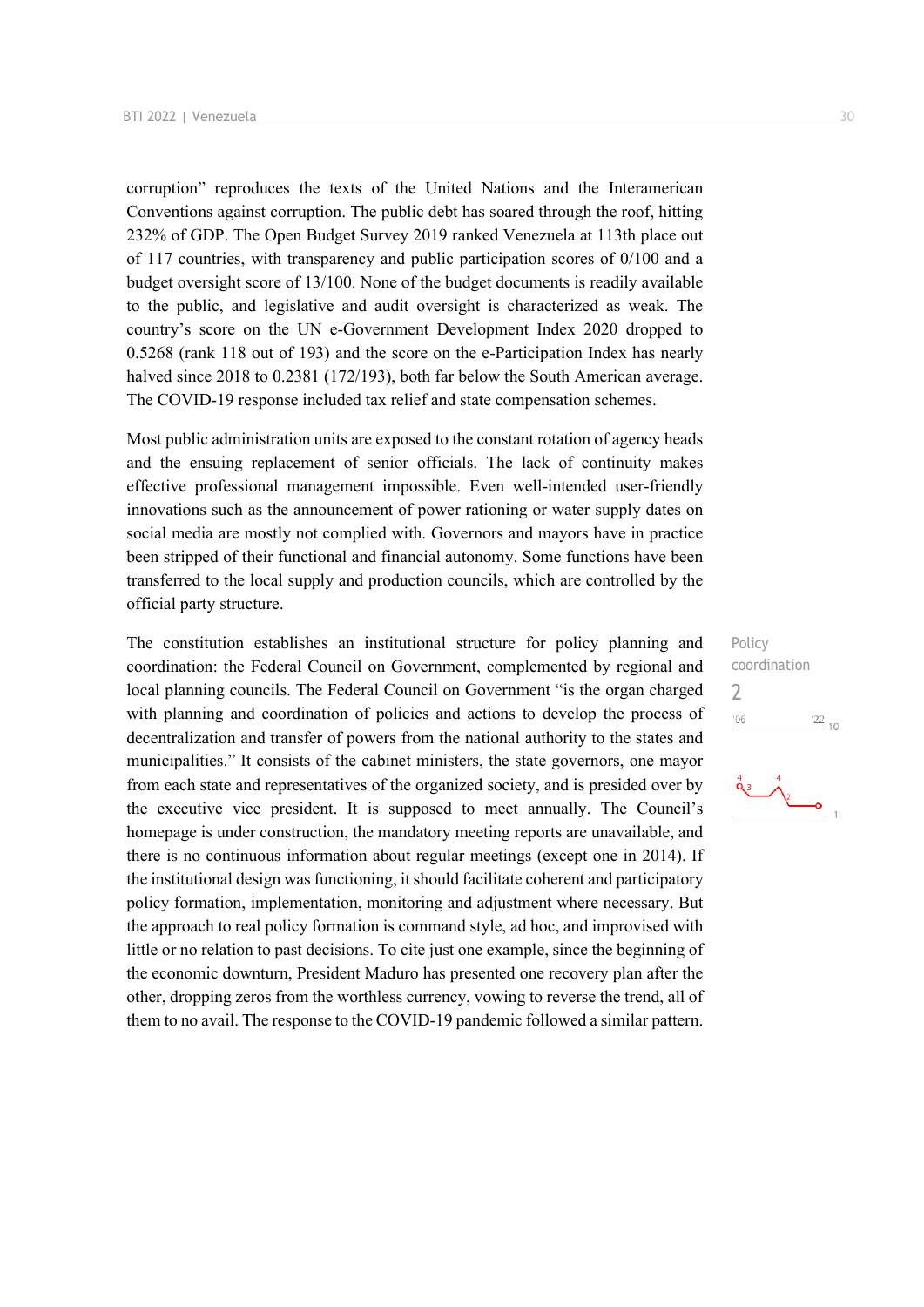corruption" reproduces the texts of the United Nations and the Interamerican Conventions against corruption. The public debt has soared through the roof, hitting 232% of GDP. The Open Budget Survey 2019 ranked Venezuela at 113th place out of 117 countries, with transparency and public participation scores of 0/100 and a budget oversight score of 13/100. None of the budget documents is readily available to the public, and legislative and audit oversight is characterized as weak. The country's score on the UN e-Government Development Index 2020 dropped to 0.5268 (rank 118 out of 193) and the score on the e-Participation Index has nearly halved since 2018 to 0.2381 (172/193), both far below the South American average. The COVID-19 response included tax relief and state compensation schemes.

Most public administration units are exposed to the constant rotation of agency heads and the ensuing replacement of senior officials. The lack of continuity makes effective professional management impossible. Even well-intended user-friendly innovations such as the announcement of power rationing or water supply dates on social media are mostly not complied with. Governors and mayors have in practice been stripped of their functional and financial autonomy. Some functions have been transferred to the local supply and production councils, which are controlled by the official party structure.

Policy coordination
2

'06 '22 10

The constitution establishes an institutional structure for policy planning and coordination: the Federal Council on Government, complemented by regional and local planning councils. The Federal Council on Government "is the organ charged with planning and coordination of policies and actions to develop the process of decentralization and transfer of powers from the national authority to the states and municipalities." It consists of the cabinet ministers, the state governors, one mayor from each state and representatives of the organized society, and is presided over by the executive vice president. It is supposed to meet annually. The Council's homepage is under construction, the mandatory meeting reports are unavailable, and there is no continuous information about regular meetings (except one in 2014). If the institutional design was functioning, it should facilitate coherent and participatory policy formation, implementation, monitoring and adjustment where necessary. But the approach to real policy formation is command style, ad hoc, and improvised with little or no relation to past decisions. To cite just one example, since the beginning of the economic downturn, President Maduro has presented one recovery plan after the other, dropping zeros from the worthless currency, vowing to reverse the trend, all of them to no avail. The response to the COVID-19 pandemic followed a similar pattern.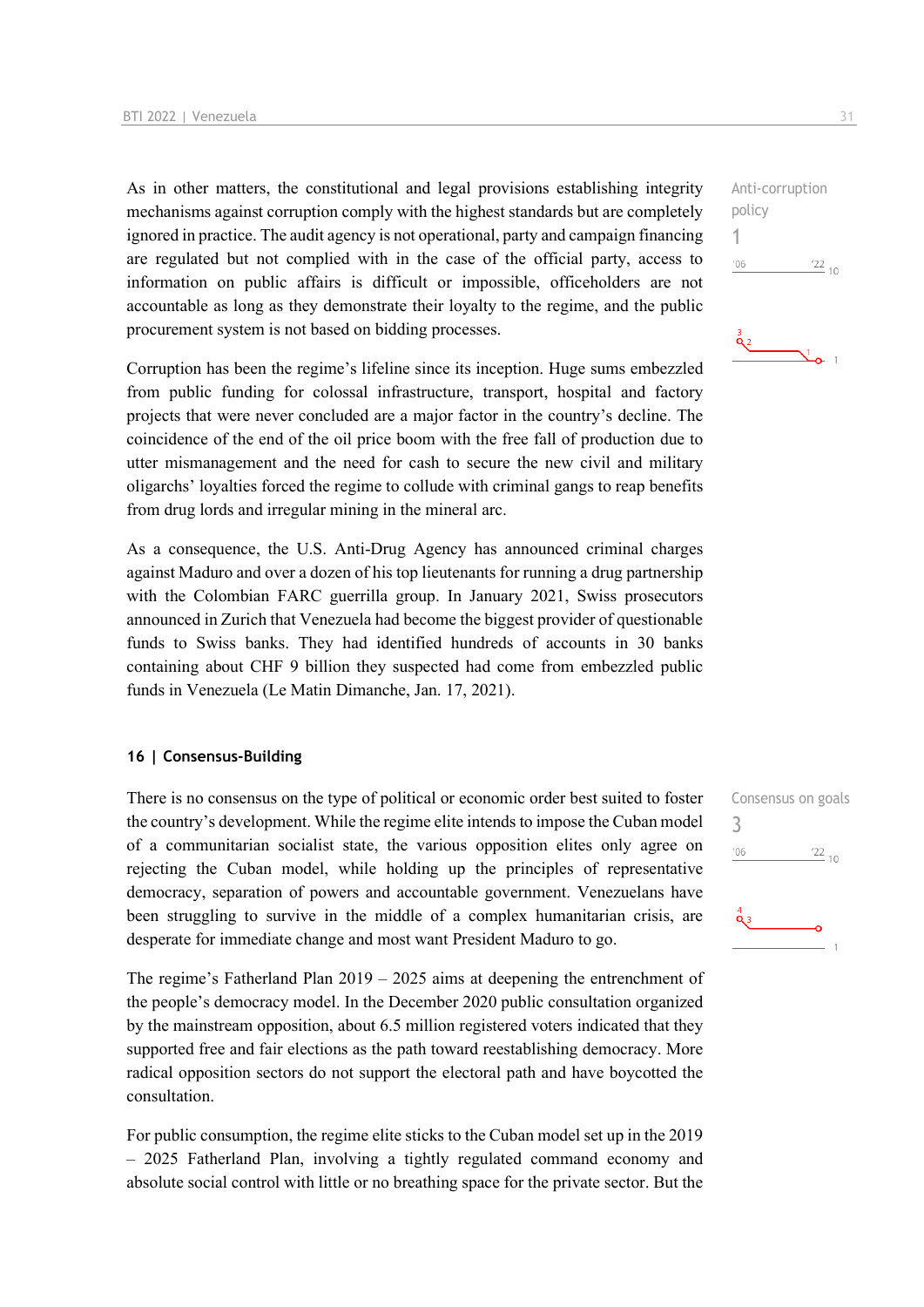As in other matters, the constitutional and legal provisions establishing integrity mechanisms against corruption comply with the highest standards but are completely ignored in practice. The audit agency is not operational, party and campaign financing are regulated but not complied with in the case of the official party, access to information on public affairs is difficult or impossible, officeholders are not accountable as long as they demonstrate their loyalty to the regime, and the public procurement system is not based on bidding processes.

Anti-corruption policy
1

Corruption has been the regime's lifeline since its inception. Huge sums embezzled from public funding for colossal infrastructure, transport, hospital and factory projects that were never concluded are a major factor in the country's decline. The coincidence of the end of the oil price boom with the free fall of production due to utter mismanagement and the need for cash to secure the new civil and military oligarchs' loyalties forced the regime to collude with criminal gangs to reap benefits from drug lords and irregular mining in the mineral arc.

As a consequence, the U.S. Anti-Drug Agency has announced criminal charges against Maduro and over a dozen of his top lieutenants for running a drug partnership with the Colombian FARC guerrilla group. In January 2021, Swiss prosecutors announced in Zurich that Venezuela had become the biggest provider of questionable funds to Swiss banks. They had identified hundreds of accounts in 30 banks containing about CHF 9 billion they suspected had come from embezzled public funds in Venezuela (Le Matin Dimanche, Jan. 17, 2021).

#### 16 | Consensus-Building

There is no consensus on the type of political or economic order best suited to foster the country's development. While the regime elite intends to impose the Cuban model of a communitarian socialist state, the various opposition elites only agree on rejecting the Cuban model, while holding up the principles of representative democracy, separation of powers and accountable government. Venezuelans have been struggling to survive in the middle of a complex humanitarian crisis, are desperate for immediate change and most want President Maduro to go.

Consensus on goals
3

The regime's Fatherland Plan 2019 – 2025 aims at deepening the entrenchment of the people's democracy model. In the December 2020 public consultation organized by the mainstream opposition, about 6.5 million registered voters indicated that they supported free and fair elections as the path toward reestablishing democracy. More radical opposition sectors do not support the electoral path and have boycotted the consultation.

For public consumption, the regime elite sticks to the Cuban model set up in the 2019 – 2025 Fatherland Plan, involving a tightly regulated command economy and absolute social control with little or no breathing space for the private sector. But the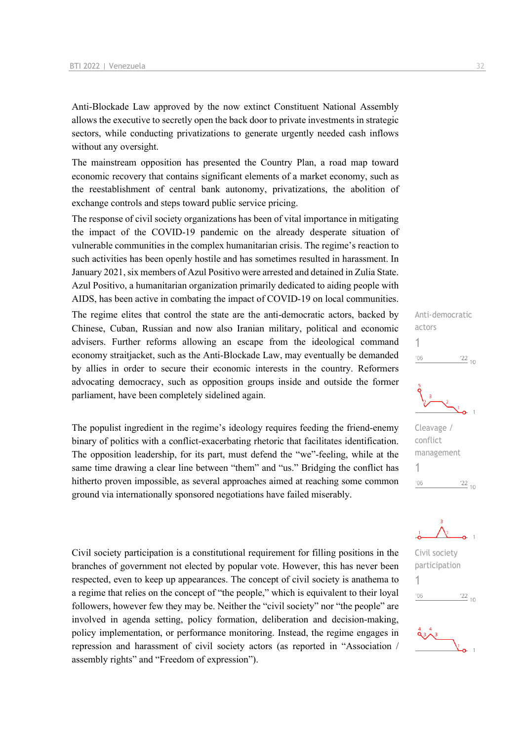Anti-Blockade Law approved by the now extinct Constituent National Assembly allows the executive to secretly open the back door to private investments in strategic sectors, while conducting privatizations to generate urgently needed cash inflows without any oversight.

The mainstream opposition has presented the Country Plan, a road map toward economic recovery that contains significant elements of a market economy, such as the reestablishment of central bank autonomy, privatizations, the abolition of exchange controls and steps toward public service pricing.

The response of civil society organizations has been of vital importance in mitigating the impact of the COVID-19 pandemic on the already desperate situation of vulnerable communities in the complex humanitarian crisis. The regime's reaction to such activities has been openly hostile and has sometimes resulted in harassment. In January 2021, six members of Azul Positivo were arrested and detained in Zulia State. Azul Positivo, a humanitarian organization primarily dedicated to aiding people with AIDS, has been active in combating the impact of COVID-19 on local communities.

Anti-democratic actors
1

The regime elites that control the state are the anti-democratic actors, backed by Chinese, Cuban, Russian and now also Iranian military, political and economic advisers. Further reforms allowing an escape from the ideological command economy straitjacket, such as the Anti-Blockade Law, may eventually be demanded by allies in order to secure their economic interests in the country. Reformers advocating democracy, such as opposition groups inside and outside the former parliament, have been completely sidelined again.

Cleavage / conflict management
1

The populist ingredient in the regime's ideology requires feeding the friend-enemy binary of politics with a conflict-exacerbating rhetoric that facilitates identification. The opposition leadership, for its part, must defend the "we"-feeling, while at the same time drawing a clear line between "them" and "us." Bridging the conflict has hitherto proven impossible, as several approaches aimed at reaching some common ground via internationally sponsored negotiations have failed miserably.

Civil society participation
1

Civil society participation is a constitutional requirement for filling positions in the branches of government not elected by popular vote. However, this has never been respected, even to keep up appearances. The concept of civil society is anathema to a regime that relies on the concept of "the people," which is equivalent to their loyal followers, however few they may be. Neither the "civil society" nor "the people" are involved in agenda setting, policy formation, deliberation and decision-making, policy implementation, or performance monitoring. Instead, the regime engages in repression and harassment of civil society actors (as reported in "Association / assembly rights" and "Freedom of expression").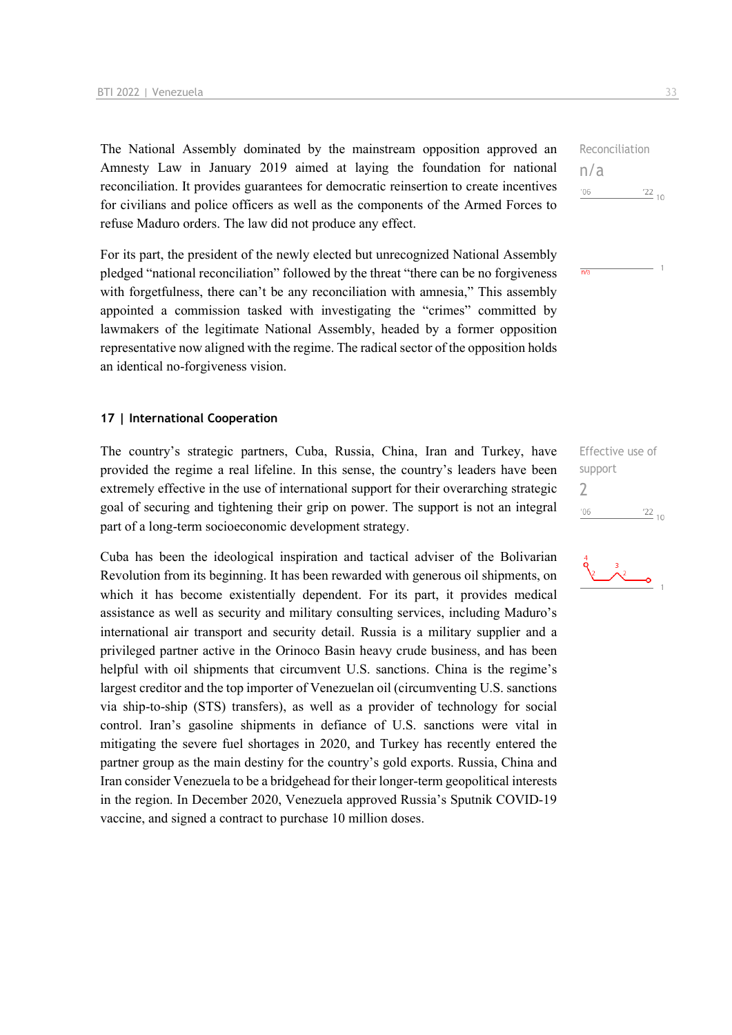The National Assembly dominated by the mainstream opposition approved an Amnesty Law in January 2019 aimed at laying the foundation for national reconciliation. It provides guarantees for democratic reinsertion to create incentives for civilians and police officers as well as the components of the Armed Forces to refuse Maduro orders. The law did not produce any effect.

Reconciliation
n/a

For its part, the president of the newly elected but unrecognized National Assembly pledged "national reconciliation" followed by the threat "there can be no forgiveness with forgetfulness, there can't be any reconciliation with amnesia," This assembly appointed a commission tasked with investigating the "crimes" committed by lawmakers of the legitimate National Assembly, headed by a former opposition representative now aligned with the regime. The radical sector of the opposition holds an identical no-forgiveness vision.

## 17 | International Cooperation

The country's strategic partners, Cuba, Russia, China, Iran and Turkey, have provided the regime a real lifeline. In this sense, the country's leaders have been extremely effective in the use of international support for their overarching strategic goal of securing and tightening their grip on power. The support is not an integral part of a long-term socioeconomic development strategy.

Effective use of support
2

Cuba has been the ideological inspiration and tactical adviser of the Bolivarian Revolution from its beginning. It has been rewarded with generous oil shipments, on which it has become existentially dependent. For its part, it provides medical assistance as well as security and military consulting services, including Maduro's international air transport and security detail. Russia is a military supplier and a privileged partner active in the Orinoco Basin heavy crude business, and has been helpful with oil shipments that circumvent U.S. sanctions. China is the regime's largest creditor and the top importer of Venezuelan oil (circumventing U.S. sanctions via ship-to-ship (STS) transfers), as well as a provider of technology for social control. Iran's gasoline shipments in defiance of U.S. sanctions were vital in mitigating the severe fuel shortages in 2020, and Turkey has recently entered the partner group as the main destiny for the country's gold exports. Russia, China and Iran consider Venezuela to be a bridgehead for their longer-term geopolitical interests in the region. In December 2020, Venezuela approved Russia's Sputnik COVID-19 vaccine, and signed a contract to purchase 10 million doses.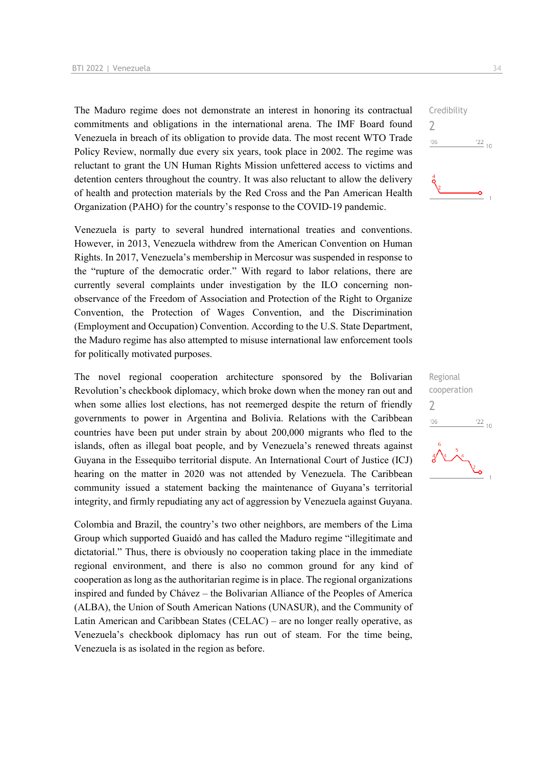The Maduro regime does not demonstrate an interest in honoring its contractual commitments and obligations in the international arena. The IMF Board found Venezuela in breach of its obligation to provide data. The most recent WTO Trade Policy Review, normally due every six years, took place in 2002. The regime was reluctant to grant the UN Human Rights Mission unfettered access to victims and detention centers throughout the country. It was also reluctant to allow the delivery of health and protection materials by the Red Cross and the Pan American Health Organization (PAHO) for the country's response to the COVID-19 pandemic.

Credibility
2

Venezuela is party to several hundred international treaties and conventions. However, in 2013, Venezuela withdrew from the American Convention on Human Rights. In 2017, Venezuela's membership in Mercosur was suspended in response to the "rupture of the democratic order." With regard to labor relations, there are currently several complaints under investigation by the ILO concerning non-observance of the Freedom of Association and Protection of the Right to Organize Convention, the Protection of Wages Convention, and the Discrimination (Employment and Occupation) Convention. According to the U.S. State Department, the Maduro regime has also attempted to misuse international law enforcement tools for politically motivated purposes.

The novel regional cooperation architecture sponsored by the Bolivarian Revolution's checkbook diplomacy, which broke down when the money ran out and when some allies lost elections, has not reemerged despite the return of friendly governments to power in Argentina and Bolivia. Relations with the Caribbean countries have been put under strain by about 200,000 migrants who fled to the islands, often as illegal boat people, and by Venezuela's renewed threats against Guyana in the Essequibo territorial dispute. An International Court of Justice (ICJ) hearing on the matter in 2020 was not attended by Venezuela. The Caribbean community issued a statement backing the maintenance of Guyana's territorial integrity, and firmly repudiating any act of aggression by Venezuela against Guyana.

Regional cooperation
2

Colombia and Brazil, the country's two other neighbors, are members of the Lima Group which supported Guaidó and has called the Maduro regime "illegitimate and dictatorial." Thus, there is obviously no cooperation taking place in the immediate regional environment, and there is also no common ground for any kind of cooperation as long as the authoritarian regime is in place. The regional organizations inspired and funded by Chávez – the Bolivarian Alliance of the Peoples of America (ALBA), the Union of South American Nations (UNASUR), and the Community of Latin American and Caribbean States (CELAC) – are no longer really operative, as Venezuela's checkbook diplomacy has run out of steam. For the time being, Venezuela is as isolated in the region as before.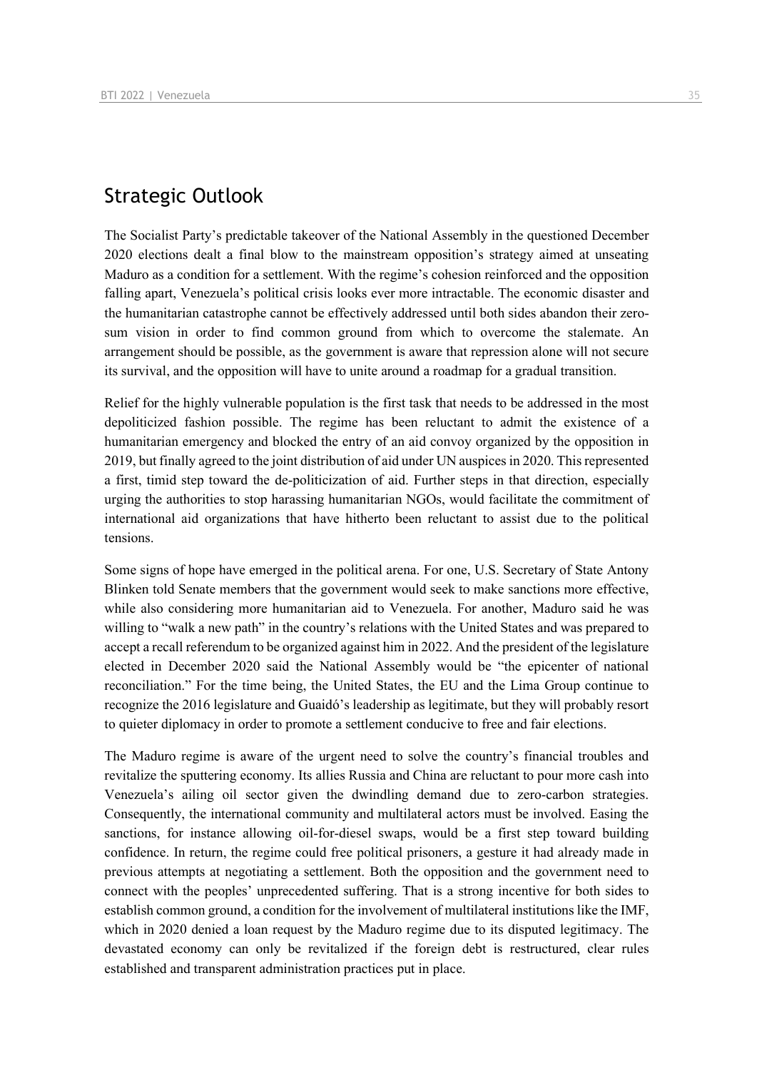## Strategic Outlook

The Socialist Party's predictable takeover of the National Assembly in the questioned December 2020 elections dealt a final blow to the mainstream opposition's strategy aimed at unseating Maduro as a condition for a settlement. With the regime's cohesion reinforced and the opposition falling apart, Venezuela's political crisis looks ever more intractable. The economic disaster and the humanitarian catastrophe cannot be effectively addressed until both sides abandon their zero-sum vision in order to find common ground from which to overcome the stalemate. An arrangement should be possible, as the government is aware that repression alone will not secure its survival, and the opposition will have to unite around a roadmap for a gradual transition.

Relief for the highly vulnerable population is the first task that needs to be addressed in the most depoliticized fashion possible. The regime has been reluctant to admit the existence of a humanitarian emergency and blocked the entry of an aid convoy organized by the opposition in 2019, but finally agreed to the joint distribution of aid under UN auspices in 2020. This represented a first, timid step toward the de-politicization of aid. Further steps in that direction, especially urging the authorities to stop harassing humanitarian NGOs, would facilitate the commitment of international aid organizations that have hitherto been reluctant to assist due to the political tensions.

Some signs of hope have emerged in the political arena. For one, U.S. Secretary of State Antony Blinken told Senate members that the government would seek to make sanctions more effective, while also considering more humanitarian aid to Venezuela. For another, Maduro said he was willing to "walk a new path" in the country's relations with the United States and was prepared to accept a recall referendum to be organized against him in 2022. And the president of the legislature elected in December 2020 said the National Assembly would be "the epicenter of national reconciliation." For the time being, the United States, the EU and the Lima Group continue to recognize the 2016 legislature and Guaidó's leadership as legitimate, but they will probably resort to quieter diplomacy in order to promote a settlement conducive to free and fair elections.

The Maduro regime is aware of the urgent need to solve the country's financial troubles and revitalize the sputtering economy. Its allies Russia and China are reluctant to pour more cash into Venezuela's ailing oil sector given the dwindling demand due to zero-carbon strategies. Consequently, the international community and multilateral actors must be involved. Easing the sanctions, for instance allowing oil-for-diesel swaps, would be a first step toward building confidence. In return, the regime could free political prisoners, a gesture it had already made in previous attempts at negotiating a settlement. Both the opposition and the government need to connect with the peoples' unprecedented suffering. That is a strong incentive for both sides to establish common ground, a condition for the involvement of multilateral institutions like the IMF, which in 2020 denied a loan request by the Maduro regime due to its disputed legitimacy. The devastated economy can only be revitalized if the foreign debt is restructured, clear rules established and transparent administration practices put in place.